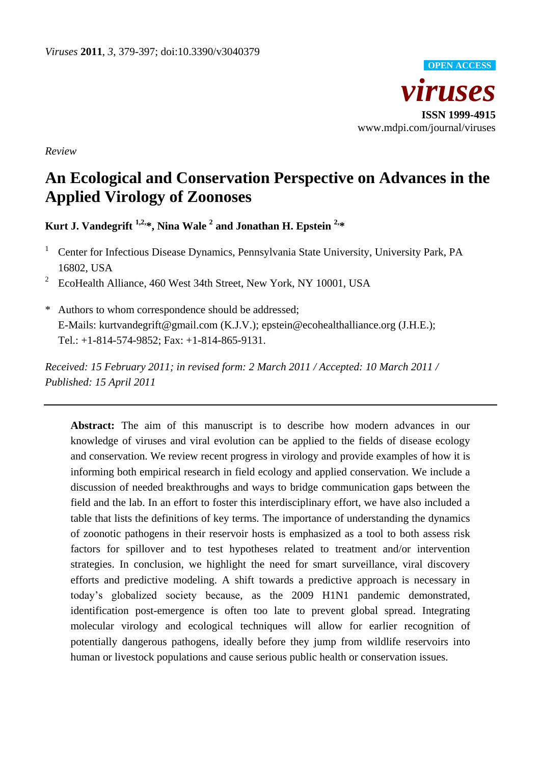*Review*

# An Ecological and Conservation Perspective on Advances in the Applied Virology of Zoonoses

**Kurt J. Vandegrift [1,2,*], Nina Wale [2] and Jonathan H. Epstein [2,*]**

[1] Center for Infectious Disease Dynamics, Pennsylvania State University, University Park, PA 16802, USA

[2] EcoHealth Alliance, 460 West 34th Street, New York, NY 10001, USA

\* Authors to whom correspondence should be addressed;
E-Mails: kurtvandegrift@gmail.com (K.J.V.); epstein@ecohealthalliance.org (J.H.E.);
Tel.: +1-814-574-9852; Fax: +1-814-865-9131.

*Received: 15 February 2011; in revised form: 2 March 2011 / Accepted: 10 March 2011 / Published: 15 April 2011*

---

**Abstract:** The aim of this manuscript is to describe how modern advances in our knowledge of viruses and viral evolution can be applied to the fields of disease ecology and conservation. We review recent progress in virology and provide examples of how it is informing both empirical research in field ecology and applied conservation. We include a discussion of needed breakthroughs and ways to bridge communication gaps between the field and the lab. In an effort to foster this interdisciplinary effort, we have also included a table that lists the definitions of key terms. The importance of understanding the dynamics of zoonotic pathogens in their reservoir hosts is emphasized as a tool to both assess risk factors for spillover and to test hypotheses related to treatment and/or intervention strategies. In conclusion, we highlight the need for smart surveillance, viral discovery efforts and predictive modeling. A shift towards a predictive approach is necessary in today's globalized society because, as the 2009 H1N1 pandemic demonstrated, identification post-emergence is often too late to prevent global spread. Integrating molecular virology and ecological techniques will allow for earlier recognition of potentially dangerous pathogens, ideally before they jump from wildlife reservoirs into human or livestock populations and cause serious public health or conservation issues.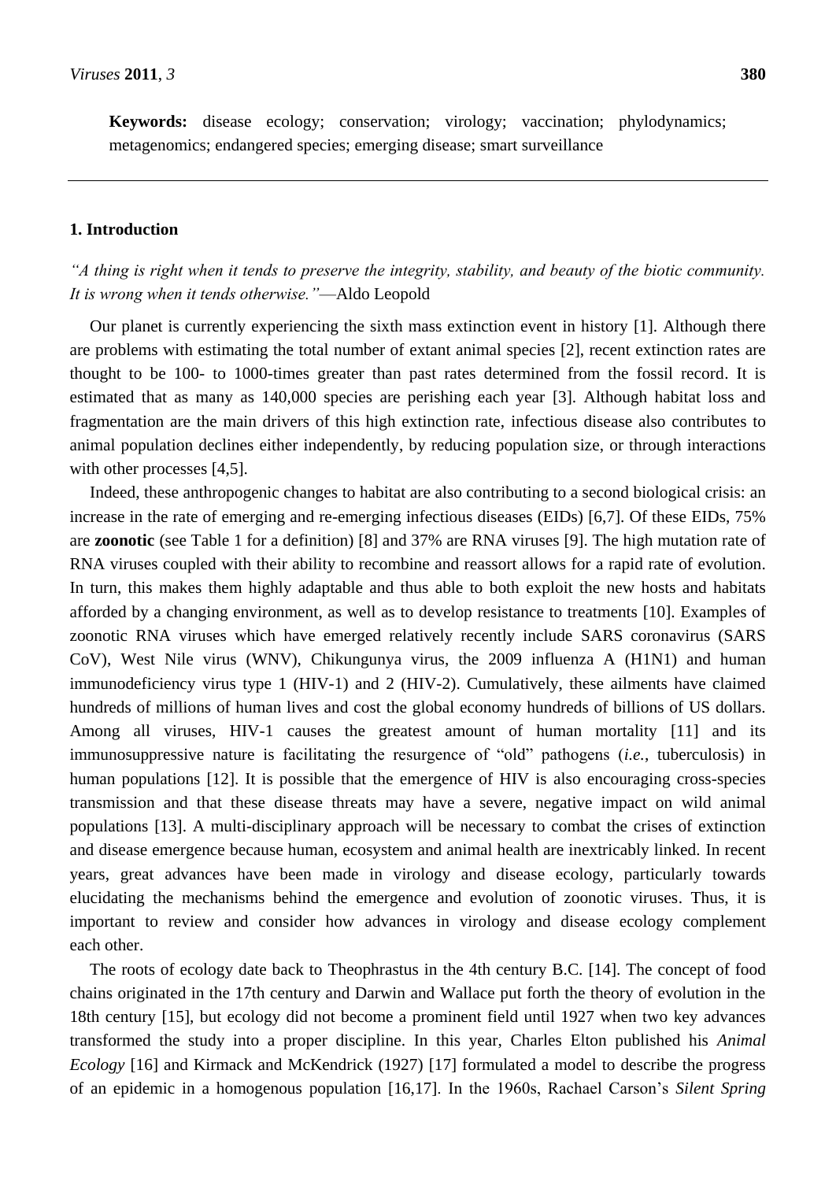**Keywords:** disease ecology; conservation; virology; vaccination; phylodynamics; metagenomics; endangered species; emerging disease; smart surveillance

## 1. Introduction

*"A thing is right when it tends to preserve the integrity, stability, and beauty of the biotic community. It is wrong when it tends otherwise."*—Aldo Leopold

Our planet is currently experiencing the sixth mass extinction event in history [1]. Although there are problems with estimating the total number of extant animal species [2], recent extinction rates are thought to be 100- to 1000-times greater than past rates determined from the fossil record. It is estimated that as many as 140,000 species are perishing each year [3]. Although habitat loss and fragmentation are the main drivers of this high extinction rate, infectious disease also contributes to animal population declines either independently, by reducing population size, or through interactions with other processes [4,5].

Indeed, these anthropogenic changes to habitat are also contributing to a second biological crisis: an increase in the rate of emerging and re-emerging infectious diseases (EIDs) [6,7]. Of these EIDs, 75% are **zoonotic** (see Table 1 for a definition) [8] and 37% are RNA viruses [9]. The high mutation rate of RNA viruses coupled with their ability to recombine and reassort allows for a rapid rate of evolution. In turn, this makes them highly adaptable and thus able to both exploit the new hosts and habitats afforded by a changing environment, as well as to develop resistance to treatments [10]. Examples of zoonotic RNA viruses which have emerged relatively recently include SARS coronavirus (SARS CoV), West Nile virus (WNV), Chikungunya virus, the 2009 influenza A (H1N1) and human immunodeficiency virus type 1 (HIV-1) and 2 (HIV-2). Cumulatively, these ailments have claimed hundreds of millions of human lives and cost the global economy hundreds of billions of US dollars. Among all viruses, HIV-1 causes the greatest amount of human mortality [11] and its immunosuppressive nature is facilitating the resurgence of "old" pathogens (*i.e.*, tuberculosis) in human populations [12]. It is possible that the emergence of HIV is also encouraging cross-species transmission and that these disease threats may have a severe, negative impact on wild animal populations [13]. A multi-disciplinary approach will be necessary to combat the crises of extinction and disease emergence because human, ecosystem and animal health are inextricably linked. In recent years, great advances have been made in virology and disease ecology, particularly towards elucidating the mechanisms behind the emergence and evolution of zoonotic viruses. Thus, it is important to review and consider how advances in virology and disease ecology complement each other.

The roots of ecology date back to Theophrastus in the 4th century B.C. [14]. The concept of food chains originated in the 17th century and Darwin and Wallace put forth the theory of evolution in the 18th century [15], but ecology did not become a prominent field until 1927 when two key advances transformed the study into a proper discipline. In this year, Charles Elton published his *Animal Ecology* [16] and Kirmack and McKendrick (1927) [17] formulated a model to describe the progress of an epidemic in a homogenous population [16,17]. In the 1960s, Rachael Carson's *Silent Spring*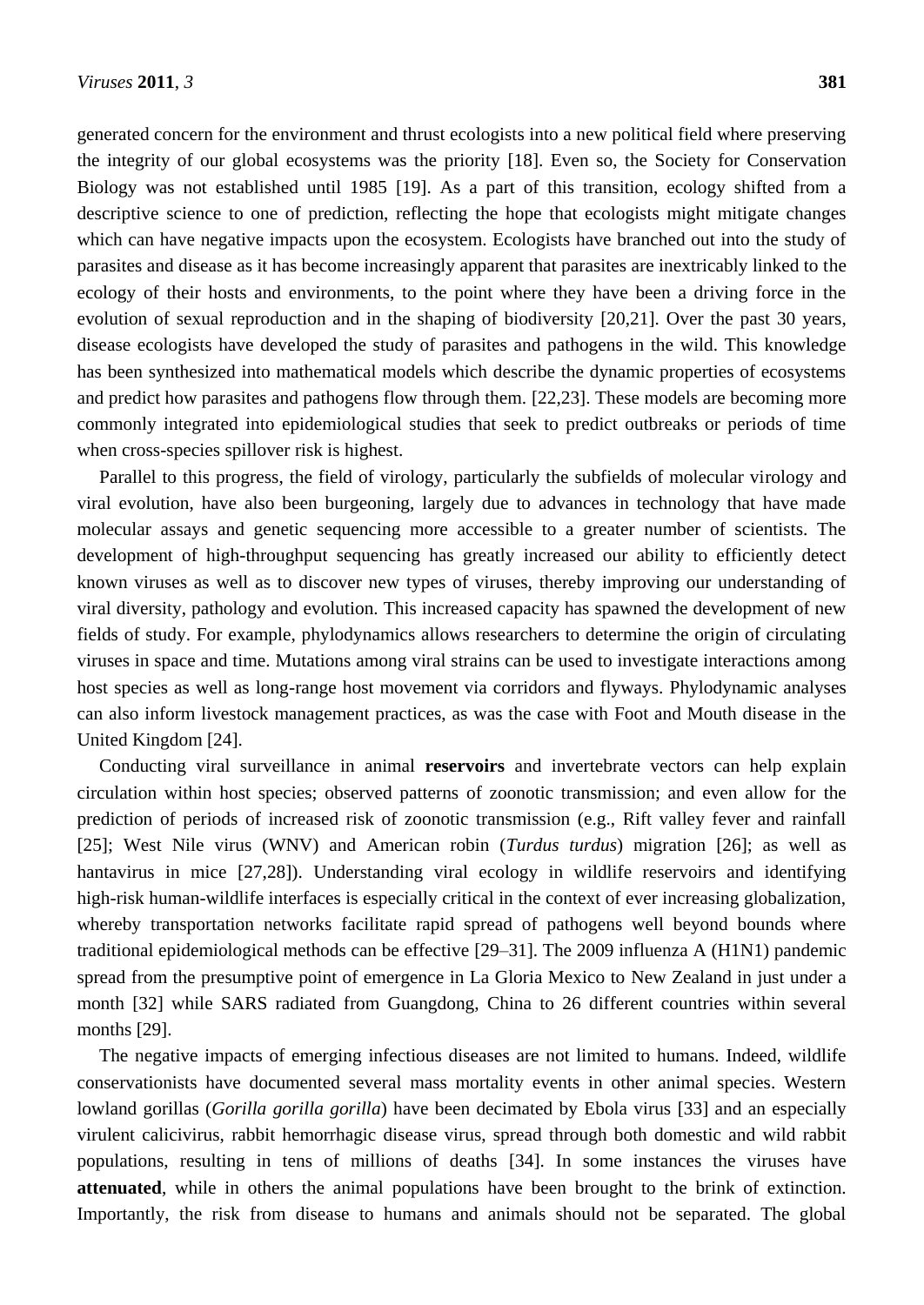generated concern for the environment and thrust ecologists into a new political field where preserving the integrity of our global ecosystems was the priority [18]. Even so, the Society for Conservation Biology was not established until 1985 [19]. As a part of this transition, ecology shifted from a descriptive science to one of prediction, reflecting the hope that ecologists might mitigate changes which can have negative impacts upon the ecosystem. Ecologists have branched out into the study of parasites and disease as it has become increasingly apparent that parasites are inextricably linked to the ecology of their hosts and environments, to the point where they have been a driving force in the evolution of sexual reproduction and in the shaping of biodiversity [20,21]. Over the past 30 years, disease ecologists have developed the study of parasites and pathogens in the wild. This knowledge has been synthesized into mathematical models which describe the dynamic properties of ecosystems and predict how parasites and pathogens flow through them. [22,23]. These models are becoming more commonly integrated into epidemiological studies that seek to predict outbreaks or periods of time when cross-species spillover risk is highest.

Parallel to this progress, the field of virology, particularly the subfields of molecular virology and viral evolution, have also been burgeoning, largely due to advances in technology that have made molecular assays and genetic sequencing more accessible to a greater number of scientists. The development of high-throughput sequencing has greatly increased our ability to efficiently detect known viruses as well as to discover new types of viruses, thereby improving our understanding of viral diversity, pathology and evolution. This increased capacity has spawned the development of new fields of study. For example, phylodynamics allows researchers to determine the origin of circulating viruses in space and time. Mutations among viral strains can be used to investigate interactions among host species as well as long-range host movement via corridors and flyways. Phylodynamic analyses can also inform livestock management practices, as was the case with Foot and Mouth disease in the United Kingdom [24].

Conducting viral surveillance in animal **reservoirs** and invertebrate vectors can help explain circulation within host species; observed patterns of zoonotic transmission; and even allow for the prediction of periods of increased risk of zoonotic transmission (e.g., Rift valley fever and rainfall [25]; West Nile virus (WNV) and American robin (*Turdus turdus*) migration [26]; as well as hantavirus in mice [27,28]). Understanding viral ecology in wildlife reservoirs and identifying high-risk human-wildlife interfaces is especially critical in the context of ever increasing globalization, whereby transportation networks facilitate rapid spread of pathogens well beyond bounds where traditional epidemiological methods can be effective [29–31]. The 2009 influenza A (H1N1) pandemic spread from the presumptive point of emergence in La Gloria Mexico to New Zealand in just under a month [32] while SARS radiated from Guangdong, China to 26 different countries within several months [29].

The negative impacts of emerging infectious diseases are not limited to humans. Indeed, wildlife conservationists have documented several mass mortality events in other animal species. Western lowland gorillas (*Gorilla gorilla gorilla*) have been decimated by Ebola virus [33] and an especially virulent calicivirus, rabbit hemorrhagic disease virus, spread through both domestic and wild rabbit populations, resulting in tens of millions of deaths [34]. In some instances the viruses have **attenuated**, while in others the animal populations have been brought to the brink of extinction. Importantly, the risk from disease to humans and animals should not be separated. The global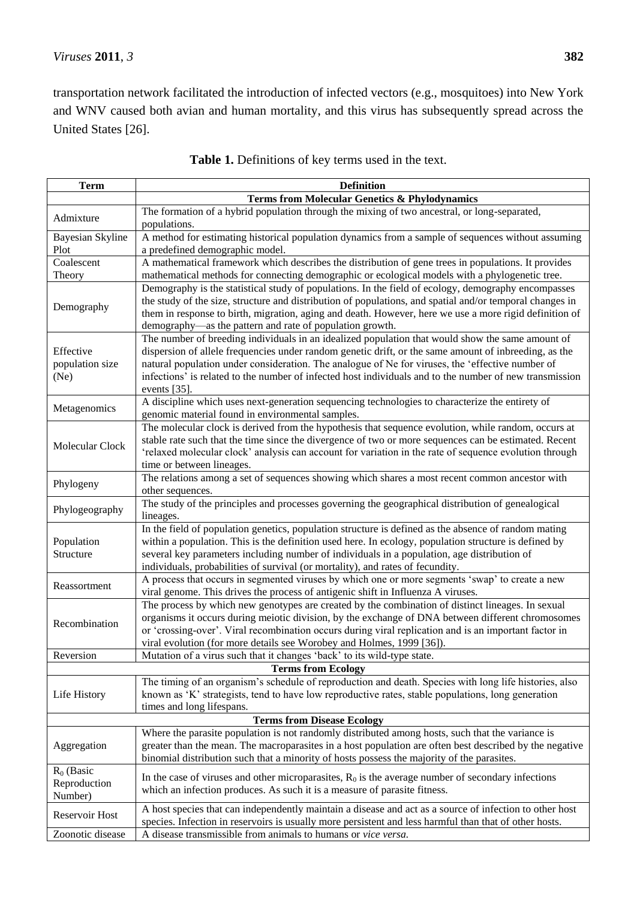transportation network facilitated the introduction of infected vectors (e.g., mosquitoes) into New York and WNV caused both avian and human mortality, and this virus has subsequently spread across the United States [26].

**Table 1.** Definitions of key terms used in the text.

| Term | Definition |
|---|---|
| | **Terms from Molecular Genetics & Phylodynamics** |
| Admixture | The formation of a hybrid population through the mixing of two ancestral, or long-separated, populations. |
| Bayesian Skyline Plot | A method for estimating historical population dynamics from a sample of sequences without assuming a predefined demographic model. |
| Coalescent Theory | A mathematical framework which describes the distribution of gene trees in populations. It provides mathematical methods for connecting demographic or ecological models with a phylogenetic tree. |
| Demography | Demography is the statistical study of populations. In the field of ecology, demography encompasses the study of the size, structure and distribution of populations, and spatial and/or temporal changes in them in response to birth, migration, aging and death. However, here we use a more rigid definition of demography—as the pattern and rate of population growth. |
| Effective population size (Ne) | The number of breeding individuals in an idealized population that would show the same amount of dispersion of allele frequencies under random genetic drift, or the same amount of inbreeding, as the natural population under consideration. The analogue of Ne for viruses, the 'effective number of infections' is related to the number of infected host individuals and to the number of new transmission events [35]. |
| Metagenomics | A discipline which uses next-generation sequencing technologies to characterize the entirety of genomic material found in environmental samples. |
| Molecular Clock | The molecular clock is derived from the hypothesis that sequence evolution, while random, occurs at stable rate such that the time since the divergence of two or more sequences can be estimated. Recent 'relaxed molecular clock' analysis can account for variation in the rate of sequence evolution through time or between lineages. |
| Phylogeny | The relations among a set of sequences showing which shares a most recent common ancestor with other sequences. |
| Phylogeography | The study of the principles and processes governing the geographical distribution of genealogical lineages. |
| Population Structure | In the field of population genetics, population structure is defined as the absence of random mating within a population. This is the definition used here. In ecology, population structure is defined by several key parameters including number of individuals in a population, age distribution of individuals, probabilities of survival (or mortality), and rates of fecundity. |
| Reassortment | A process that occurs in segmented viruses by which one or more segments 'swap' to create a new viral genome. This drives the process of antigenic shift in Influenza A viruses. |
| Recombination | The process by which new genotypes are created by the combination of distinct lineages. In sexual organisms it occurs during meiotic division, by the exchange of DNA between different chromosomes or 'crossing-over'. Viral recombination occurs during viral replication and is an important factor in viral evolution (for more details see Worobey and Holmes, 1999 [36]). |
| Reversion | Mutation of a virus such that it changes 'back' to its wild-type state. |
| | **Terms from Ecology** |
| Life History | The timing of an organism's schedule of reproduction and death. Species with long life histories, also known as 'K' strategists, tend to have low reproductive rates, stable populations, long generation times and long lifespans. |
| | **Terms from Disease Ecology** |
| Aggregation | Where the parasite population is not randomly distributed among hosts, such that the variance is greater than the mean. The macroparasites in a host population are often best described by the negative binomial distribution such that a minority of hosts possess the majority of the parasites. |
| $R_0$ (Basic Reproduction Number) | In the case of viruses and other microparasites, $R_0$ is the average number of secondary infections which an infection produces. As such it is a measure of parasite fitness. |
| Reservoir Host | A host species that can independently maintain a disease and act as a source of infection to other host species. Infection in reservoirs is usually more persistent and less harmful than that of other hosts. |
| Zoonotic disease | A disease transmissible from animals to humans or *vice versa.* |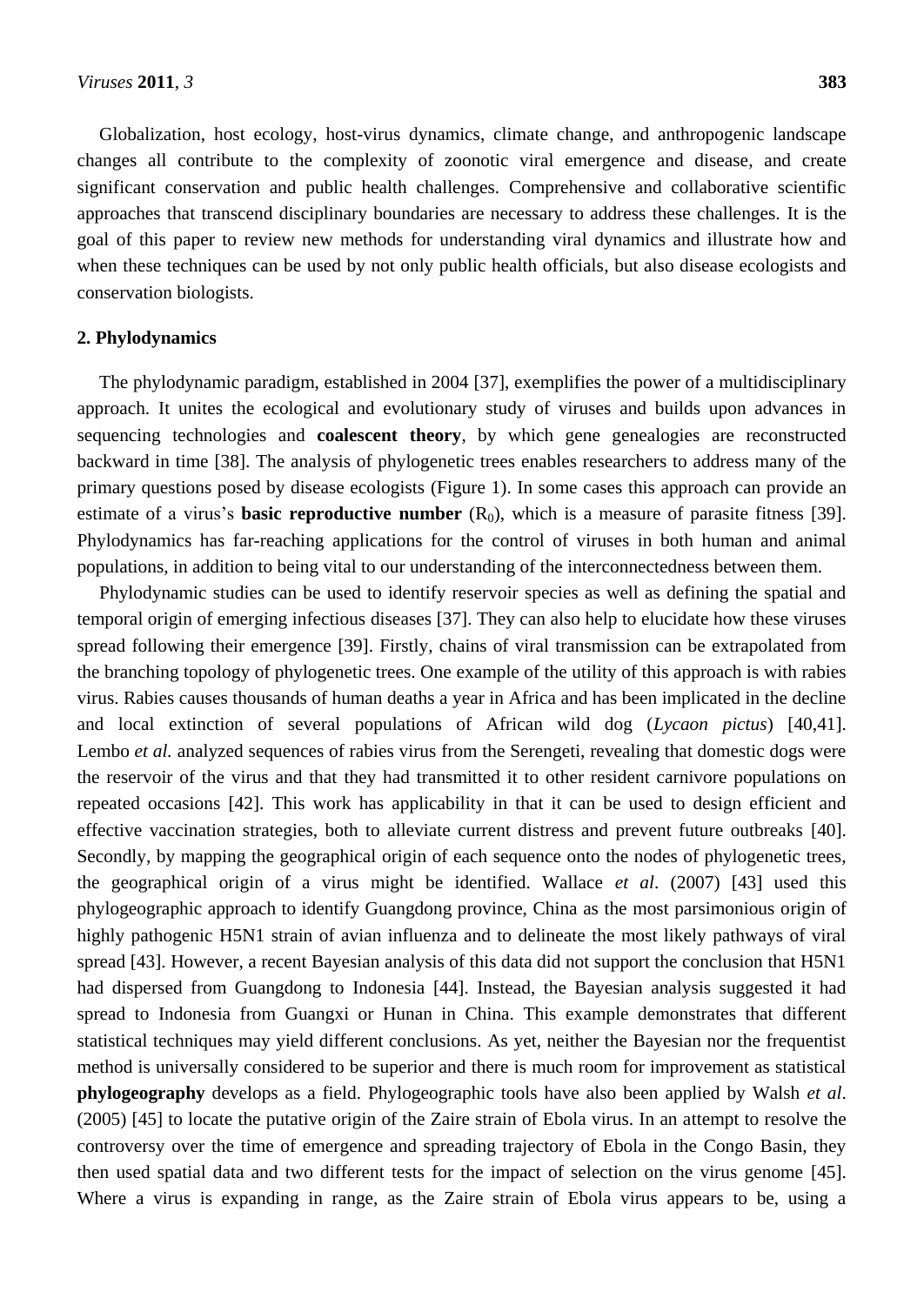Globalization, host ecology, host-virus dynamics, climate change, and anthropogenic landscape changes all contribute to the complexity of zoonotic viral emergence and disease, and create significant conservation and public health challenges. Comprehensive and collaborative scientific approaches that transcend disciplinary boundaries are necessary to address these challenges. It is the goal of this paper to review new methods for understanding viral dynamics and illustrate how and when these techniques can be used by not only public health officials, but also disease ecologists and conservation biologists.

## 2. Phylodynamics

The phylodynamic paradigm, established in 2004 [37], exemplifies the power of a multidisciplinary approach. It unites the ecological and evolutionary study of viruses and builds upon advances in sequencing technologies and **coalescent theory**, by which gene genealogies are reconstructed backward in time [38]. The analysis of phylogenetic trees enables researchers to address many of the primary questions posed by disease ecologists (Figure 1). In some cases this approach can provide an estimate of a virus's **basic reproductive number** ($R_0$), which is a measure of parasite fitness [39]. Phylodynamics has far-reaching applications for the control of viruses in both human and animal populations, in addition to being vital to our understanding of the interconnectedness between them.

Phylodynamic studies can be used to identify reservoir species as well as defining the spatial and temporal origin of emerging infectious diseases [37]. They can also help to elucidate how these viruses spread following their emergence [39]. Firstly, chains of viral transmission can be extrapolated from the branching topology of phylogenetic trees. One example of the utility of this approach is with rabies virus. Rabies causes thousands of human deaths a year in Africa and has been implicated in the decline and local extinction of several populations of African wild dog (*Lycaon pictus*) [40,41]. Lembo *et al.* analyzed sequences of rabies virus from the Serengeti, revealing that domestic dogs were the reservoir of the virus and that they had transmitted it to other resident carnivore populations on repeated occasions [42]. This work has applicability in that it can be used to design efficient and effective vaccination strategies, both to alleviate current distress and prevent future outbreaks [40]. Secondly, by mapping the geographical origin of each sequence onto the nodes of phylogenetic trees, the geographical origin of a virus might be identified. Wallace *et al*. (2007) [43] used this phylogeographic approach to identify Guangdong province, China as the most parsimonious origin of highly pathogenic H5N1 strain of avian influenza and to delineate the most likely pathways of viral spread [43]. However, a recent Bayesian analysis of this data did not support the conclusion that H5N1 had dispersed from Guangdong to Indonesia [44]. Instead, the Bayesian analysis suggested it had spread to Indonesia from Guangxi or Hunan in China. This example demonstrates that different statistical techniques may yield different conclusions. As yet, neither the Bayesian nor the frequentist method is universally considered to be superior and there is much room for improvement as statistical **phylogeography** develops as a field. Phylogeographic tools have also been applied by Walsh *et al*. (2005) [45] to locate the putative origin of the Zaire strain of Ebola virus. In an attempt to resolve the controversy over the time of emergence and spreading trajectory of Ebola in the Congo Basin, they then used spatial data and two different tests for the impact of selection on the virus genome [45]. Where a virus is expanding in range, as the Zaire strain of Ebola virus appears to be, using a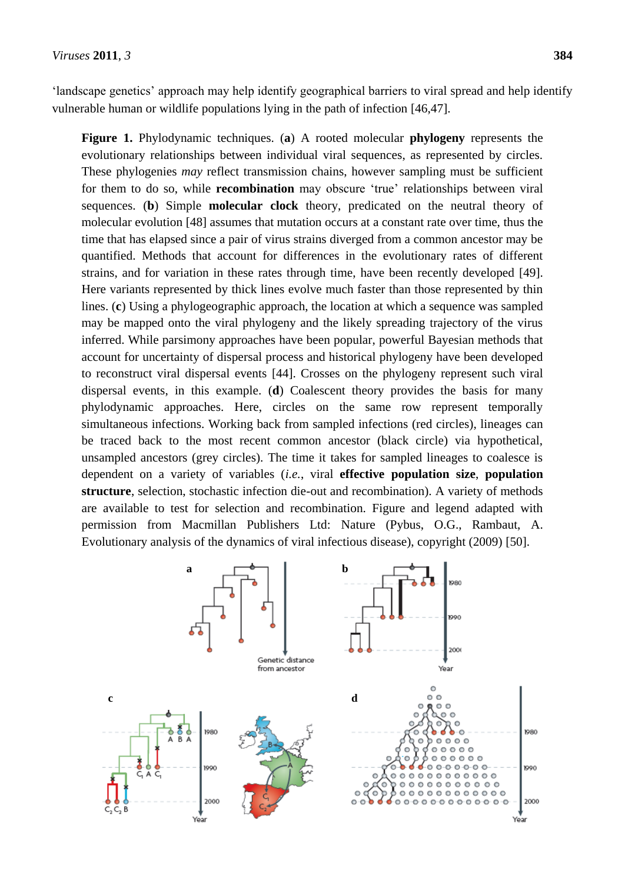'landscape genetics' approach may help identify geographical barriers to viral spread and help identify vulnerable human or wildlife populations lying in the path of infection [46,47].

**Figure 1.** Phylodynamic techniques. (**a**) A rooted molecular **phylogeny** represents the evolutionary relationships between individual viral sequences, as represented by circles. These phylogenies *may* reflect transmission chains, however sampling must be sufficient for them to do so, while **recombination** may obscure 'true' relationships between viral sequences. (**b**) Simple **molecular clock** theory, predicated on the neutral theory of molecular evolution [48] assumes that mutation occurs at a constant rate over time, thus the time that has elapsed since a pair of virus strains diverged from a common ancestor may be quantified. Methods that account for differences in the evolutionary rates of different strains, and for variation in these rates through time, have been recently developed [49]. Here variants represented by thick lines evolve much faster than those represented by thin lines. (**c**) Using a phylogeographic approach, the location at which a sequence was sampled may be mapped onto the viral phylogeny and the likely spreading trajectory of the virus inferred. While parsimony approaches have been popular, powerful Bayesian methods that account for uncertainty of dispersal process and historical phylogeny have been developed to reconstruct viral dispersal events [44]. Crosses on the phylogeny represent such viral dispersal events, in this example. (**d**) Coalescent theory provides the basis for many phylodynamic approaches. Here, circles on the same row represent temporally simultaneous infections. Working back from sampled infections (red circles), lineages can be traced back to the most recent common ancestor (black circle) via hypothetical, unsampled ancestors (grey circles). The time it takes for sampled lineages to coalesce is dependent on a variety of variables (*i.e.*, viral **effective population size**, **population structure**, selection, stochastic infection die-out and recombination). A variety of methods are available to test for selection and recombination. Figure and legend adapted with permission from Macmillan Publishers Ltd: Nature (Pybus, O.G., Rambaut, A. Evolutionary analysis of the dynamics of viral infectious disease), copyright (2009) [50].

a

Genetic distance from ancestor

b

1980

1990

2000

Year

c

A B A

C1 A C1

C2 C2 B

1980

1990

2000

Year

B

A

C1

C2

d

1980

1990

2000

Year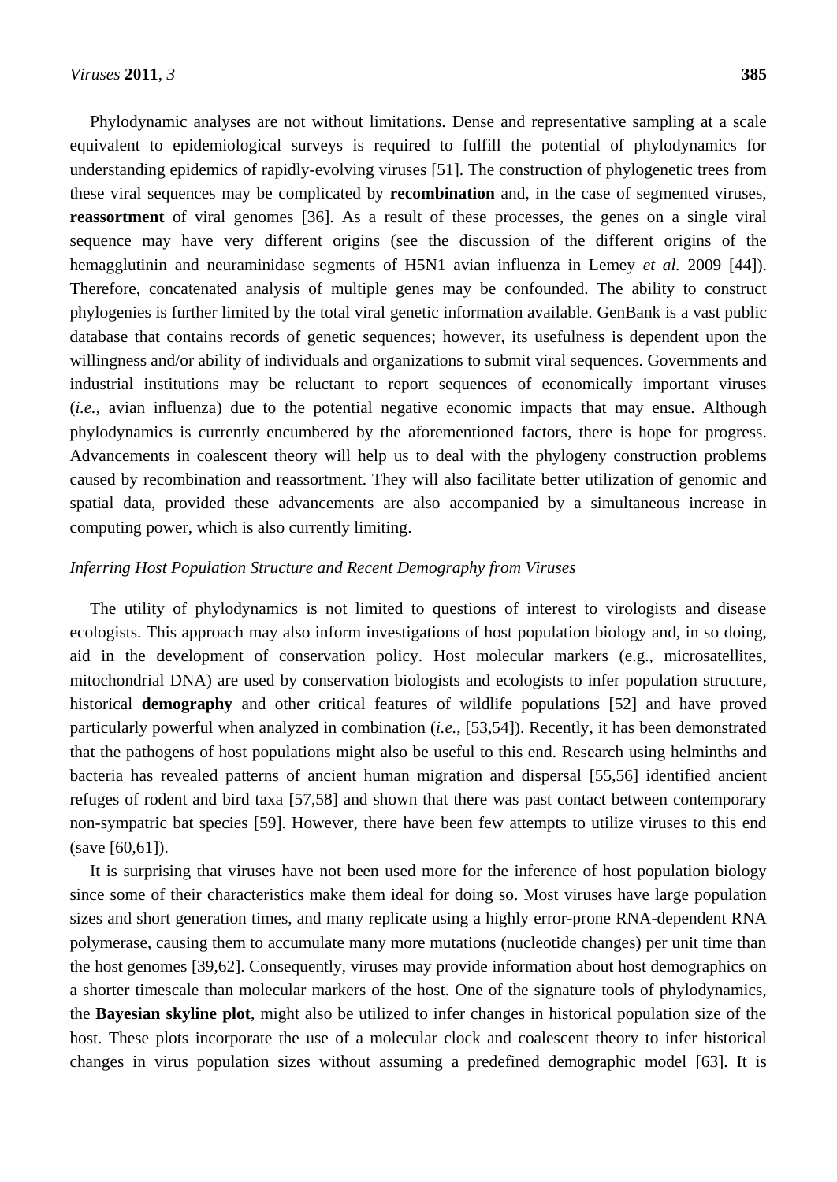Phylodynamic analyses are not without limitations. Dense and representative sampling at a scale equivalent to epidemiological surveys is required to fulfill the potential of phylodynamics for understanding epidemics of rapidly-evolving viruses [51]. The construction of phylogenetic trees from these viral sequences may be complicated by **recombination** and, in the case of segmented viruses, **reassortment** of viral genomes [36]. As a result of these processes, the genes on a single viral sequence may have very different origins (see the discussion of the different origins of the hemagglutinin and neuraminidase segments of H5N1 avian influenza in Lemey *et al.* 2009 [44]). Therefore, concatenated analysis of multiple genes may be confounded. The ability to construct phylogenies is further limited by the total viral genetic information available. GenBank is a vast public database that contains records of genetic sequences; however, its usefulness is dependent upon the willingness and/or ability of individuals and organizations to submit viral sequences. Governments and industrial institutions may be reluctant to report sequences of economically important viruses (*i.e.*, avian influenza) due to the potential negative economic impacts that may ensue. Although phylodynamics is currently encumbered by the aforementioned factors, there is hope for progress. Advancements in coalescent theory will help us to deal with the phylogeny construction problems caused by recombination and reassortment. They will also facilitate better utilization of genomic and spatial data, provided these advancements are also accompanied by a simultaneous increase in computing power, which is also currently limiting.

*Inferring Host Population Structure and Recent Demography from Viruses*

The utility of phylodynamics is not limited to questions of interest to virologists and disease ecologists. This approach may also inform investigations of host population biology and, in so doing, aid in the development of conservation policy. Host molecular markers (e.g., microsatellites, mitochondrial DNA) are used by conservation biologists and ecologists to infer population structure, historical **demography** and other critical features of wildlife populations [52] and have proved particularly powerful when analyzed in combination (*i.e.*, [53,54]). Recently, it has been demonstrated that the pathogens of host populations might also be useful to this end. Research using helminths and bacteria has revealed patterns of ancient human migration and dispersal [55,56] identified ancient refuges of rodent and bird taxa [57,58] and shown that there was past contact between contemporary non-sympatric bat species [59]. However, there have been few attempts to utilize viruses to this end (save [60,61]).

It is surprising that viruses have not been used more for the inference of host population biology since some of their characteristics make them ideal for doing so. Most viruses have large population sizes and short generation times, and many replicate using a highly error-prone RNA-dependent RNA polymerase, causing them to accumulate many more mutations (nucleotide changes) per unit time than the host genomes [39,62]. Consequently, viruses may provide information about host demographics on a shorter timescale than molecular markers of the host. One of the signature tools of phylodynamics, the **Bayesian skyline plot**, might also be utilized to infer changes in historical population size of the host. These plots incorporate the use of a molecular clock and coalescent theory to infer historical changes in virus population sizes without assuming a predefined demographic model [63]. It is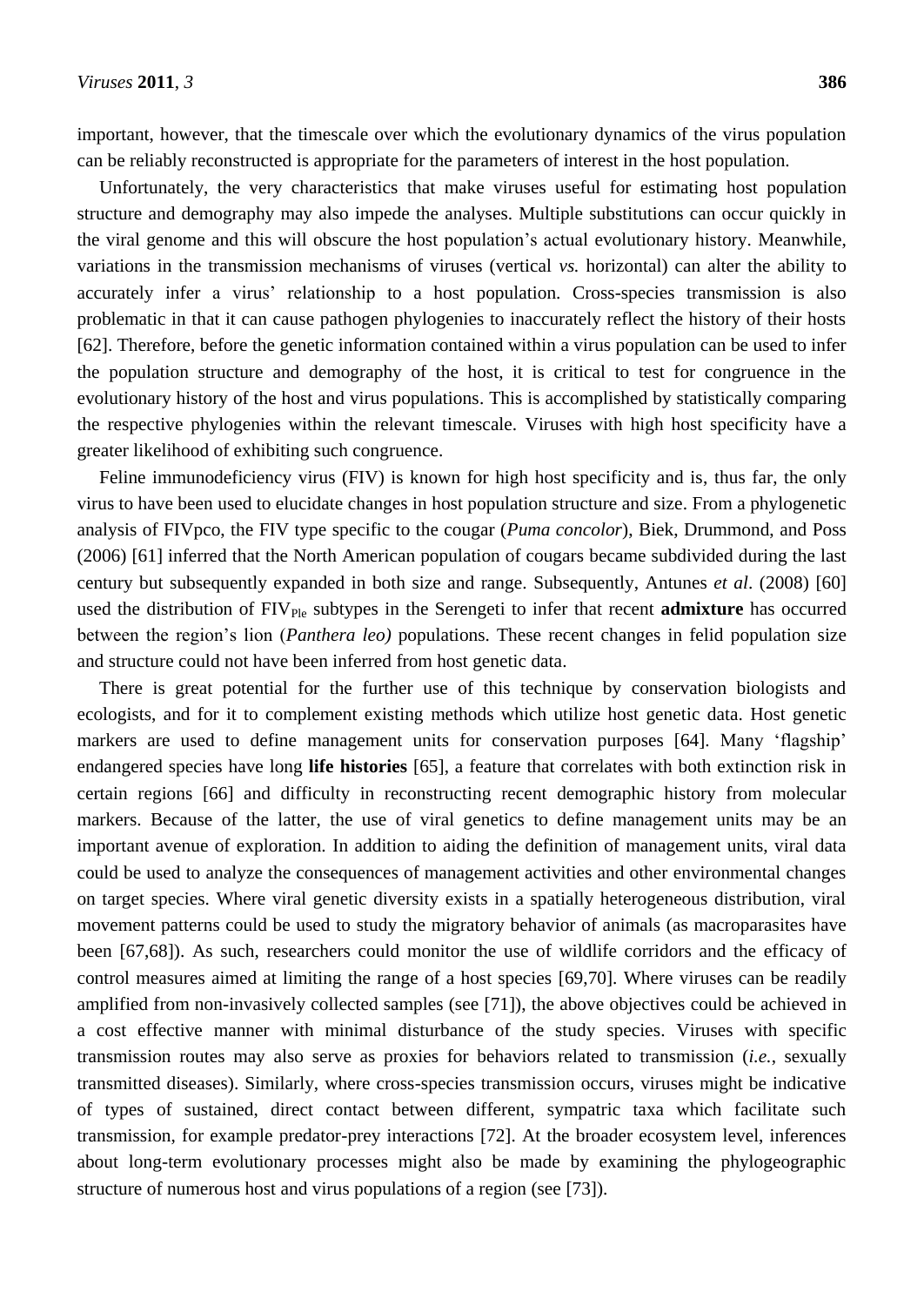important, however, that the timescale over which the evolutionary dynamics of the virus population can be reliably reconstructed is appropriate for the parameters of interest in the host population.

Unfortunately, the very characteristics that make viruses useful for estimating host population structure and demography may also impede the analyses. Multiple substitutions can occur quickly in the viral genome and this will obscure the host population's actual evolutionary history. Meanwhile, variations in the transmission mechanisms of viruses (vertical *vs.* horizontal) can alter the ability to accurately infer a virus' relationship to a host population. Cross-species transmission is also problematic in that it can cause pathogen phylogenies to inaccurately reflect the history of their hosts [62]. Therefore, before the genetic information contained within a virus population can be used to infer the population structure and demography of the host, it is critical to test for congruence in the evolutionary history of the host and virus populations. This is accomplished by statistically comparing the respective phylogenies within the relevant timescale. Viruses with high host specificity have a greater likelihood of exhibiting such congruence.

Feline immunodeficiency virus (FIV) is known for high host specificity and is, thus far, the only virus to have been used to elucidate changes in host population structure and size. From a phylogenetic analysis of FIVpco, the FIV type specific to the cougar (*Puma concolor*), Biek, Drummond, and Poss (2006) [61] inferred that the North American population of cougars became subdivided during the last century but subsequently expanded in both size and range. Subsequently, Antunes *et al*. (2008) [60] used the distribution of $\text{FIV}_{\text{Ple}}$ subtypes in the Serengeti to infer that recent **admixture** has occurred between the region's lion (*Panthera leo)* populations. These recent changes in felid population size and structure could not have been inferred from host genetic data.

There is great potential for the further use of this technique by conservation biologists and ecologists, and for it to complement existing methods which utilize host genetic data. Host genetic markers are used to define management units for conservation purposes [64]. Many 'flagship' endangered species have long **life histories** [65], a feature that correlates with both extinction risk in certain regions [66] and difficulty in reconstructing recent demographic history from molecular markers. Because of the latter, the use of viral genetics to define management units may be an important avenue of exploration. In addition to aiding the definition of management units, viral data could be used to analyze the consequences of management activities and other environmental changes on target species. Where viral genetic diversity exists in a spatially heterogeneous distribution, viral movement patterns could be used to study the migratory behavior of animals (as macroparasites have been [67,68]). As such, researchers could monitor the use of wildlife corridors and the efficacy of control measures aimed at limiting the range of a host species [69,70]. Where viruses can be readily amplified from non-invasively collected samples (see [71]), the above objectives could be achieved in a cost effective manner with minimal disturbance of the study species. Viruses with specific transmission routes may also serve as proxies for behaviors related to transmission (*i.e.*, sexually transmitted diseases). Similarly, where cross-species transmission occurs, viruses might be indicative of types of sustained, direct contact between different, sympatric taxa which facilitate such transmission, for example predator-prey interactions [72]. At the broader ecosystem level, inferences about long-term evolutionary processes might also be made by examining the phylogeographic structure of numerous host and virus populations of a region (see [73]).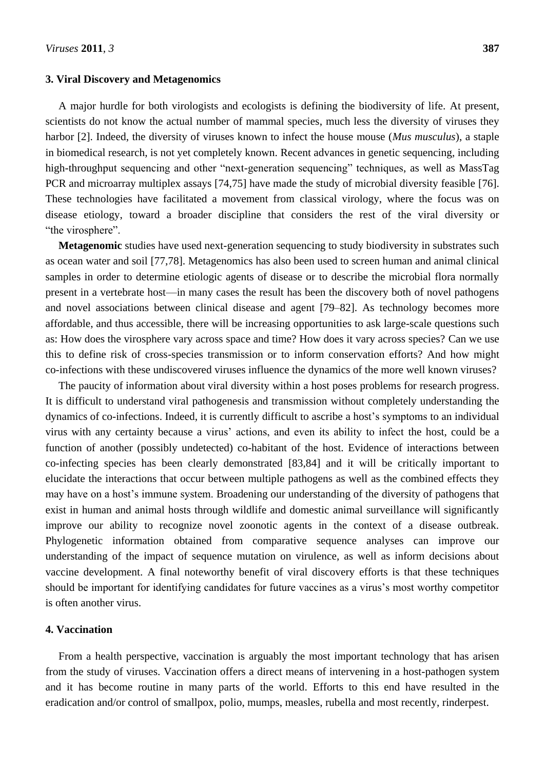## 3. Viral Discovery and Metagenomics

A major hurdle for both virologists and ecologists is defining the biodiversity of life. At present, scientists do not know the actual number of mammal species, much less the diversity of viruses they harbor [2]. Indeed, the diversity of viruses known to infect the house mouse (*Mus musculus*), a staple in biomedical research, is not yet completely known. Recent advances in genetic sequencing, including high-throughput sequencing and other "next-generation sequencing" techniques, as well as MassTag PCR and microarray multiplex assays [74,75] have made the study of microbial diversity feasible [76]. These technologies have facilitated a movement from classical virology, where the focus was on disease etiology, toward a broader discipline that considers the rest of the viral diversity or "the virosphere".

**Metagenomic** studies have used next-generation sequencing to study biodiversity in substrates such as ocean water and soil [77,78]. Metagenomics has also been used to screen human and animal clinical samples in order to determine etiologic agents of disease or to describe the microbial flora normally present in a vertebrate host—in many cases the result has been the discovery both of novel pathogens and novel associations between clinical disease and agent [79–82]. As technology becomes more affordable, and thus accessible, there will be increasing opportunities to ask large-scale questions such as: How does the virosphere vary across space and time? How does it vary across species? Can we use this to define risk of cross-species transmission or to inform conservation efforts? And how might co-infections with these undiscovered viruses influence the dynamics of the more well known viruses?

The paucity of information about viral diversity within a host poses problems for research progress. It is difficult to understand viral pathogenesis and transmission without completely understanding the dynamics of co-infections. Indeed, it is currently difficult to ascribe a host's symptoms to an individual virus with any certainty because a virus' actions, and even its ability to infect the host, could be a function of another (possibly undetected) co-habitant of the host. Evidence of interactions between co-infecting species has been clearly demonstrated [83,84] and it will be critically important to elucidate the interactions that occur between multiple pathogens as well as the combined effects they may have on a host's immune system. Broadening our understanding of the diversity of pathogens that exist in human and animal hosts through wildlife and domestic animal surveillance will significantly improve our ability to recognize novel zoonotic agents in the context of a disease outbreak. Phylogenetic information obtained from comparative sequence analyses can improve our understanding of the impact of sequence mutation on virulence, as well as inform decisions about vaccine development. A final noteworthy benefit of viral discovery efforts is that these techniques should be important for identifying candidates for future vaccines as a virus's most worthy competitor is often another virus.

## 4. Vaccination

From a health perspective, vaccination is arguably the most important technology that has arisen from the study of viruses. Vaccination offers a direct means of intervening in a host-pathogen system and it has become routine in many parts of the world. Efforts to this end have resulted in the eradication and/or control of smallpox, polio, mumps, measles, rubella and most recently, rinderpest.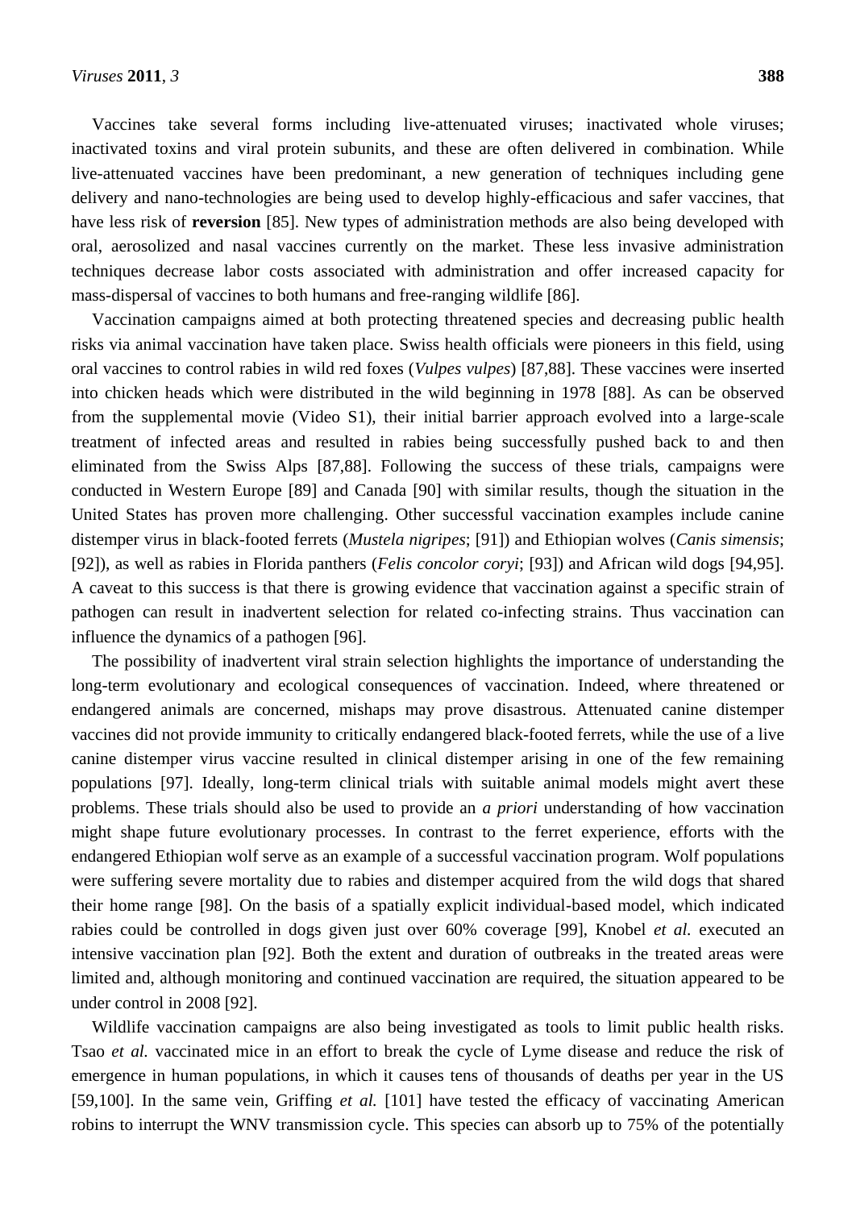Vaccines take several forms including live-attenuated viruses; inactivated whole viruses; inactivated toxins and viral protein subunits, and these are often delivered in combination. While live-attenuated vaccines have been predominant, a new generation of techniques including gene delivery and nano-technologies are being used to develop highly-efficacious and safer vaccines, that have less risk of **reversion** [85]. New types of administration methods are also being developed with oral, aerosolized and nasal vaccines currently on the market. These less invasive administration techniques decrease labor costs associated with administration and offer increased capacity for mass-dispersal of vaccines to both humans and free-ranging wildlife [86].

Vaccination campaigns aimed at both protecting threatened species and decreasing public health risks via animal vaccination have taken place. Swiss health officials were pioneers in this field, using oral vaccines to control rabies in wild red foxes (*Vulpes vulpes*) [87,88]. These vaccines were inserted into chicken heads which were distributed in the wild beginning in 1978 [88]. As can be observed from the supplemental movie (Video S1), their initial barrier approach evolved into a large-scale treatment of infected areas and resulted in rabies being successfully pushed back to and then eliminated from the Swiss Alps [87,88]. Following the success of these trials, campaigns were conducted in Western Europe [89] and Canada [90] with similar results, though the situation in the United States has proven more challenging. Other successful vaccination examples include canine distemper virus in black-footed ferrets (*Mustela nigripes*; [91]) and Ethiopian wolves (*Canis simensis*; [92]), as well as rabies in Florida panthers (*Felis concolor coryi*; [93]) and African wild dogs [94,95]. A caveat to this success is that there is growing evidence that vaccination against a specific strain of pathogen can result in inadvertent selection for related co-infecting strains. Thus vaccination can influence the dynamics of a pathogen [96].

The possibility of inadvertent viral strain selection highlights the importance of understanding the long-term evolutionary and ecological consequences of vaccination. Indeed, where threatened or endangered animals are concerned, mishaps may prove disastrous. Attenuated canine distemper vaccines did not provide immunity to critically endangered black-footed ferrets, while the use of a live canine distemper virus vaccine resulted in clinical distemper arising in one of the few remaining populations [97]. Ideally, long-term clinical trials with suitable animal models might avert these problems. These trials should also be used to provide an *a priori* understanding of how vaccination might shape future evolutionary processes. In contrast to the ferret experience, efforts with the endangered Ethiopian wolf serve as an example of a successful vaccination program. Wolf populations were suffering severe mortality due to rabies and distemper acquired from the wild dogs that shared their home range [98]. On the basis of a spatially explicit individual-based model, which indicated rabies could be controlled in dogs given just over 60% coverage [99], Knobel *et al.* executed an intensive vaccination plan [92]. Both the extent and duration of outbreaks in the treated areas were limited and, although monitoring and continued vaccination are required, the situation appeared to be under control in 2008 [92].

Wildlife vaccination campaigns are also being investigated as tools to limit public health risks. Tsao *et al.* vaccinated mice in an effort to break the cycle of Lyme disease and reduce the risk of emergence in human populations, in which it causes tens of thousands of deaths per year in the US [59,100]. In the same vein, Griffing *et al.* [101] have tested the efficacy of vaccinating American robins to interrupt the WNV transmission cycle. This species can absorb up to 75% of the potentially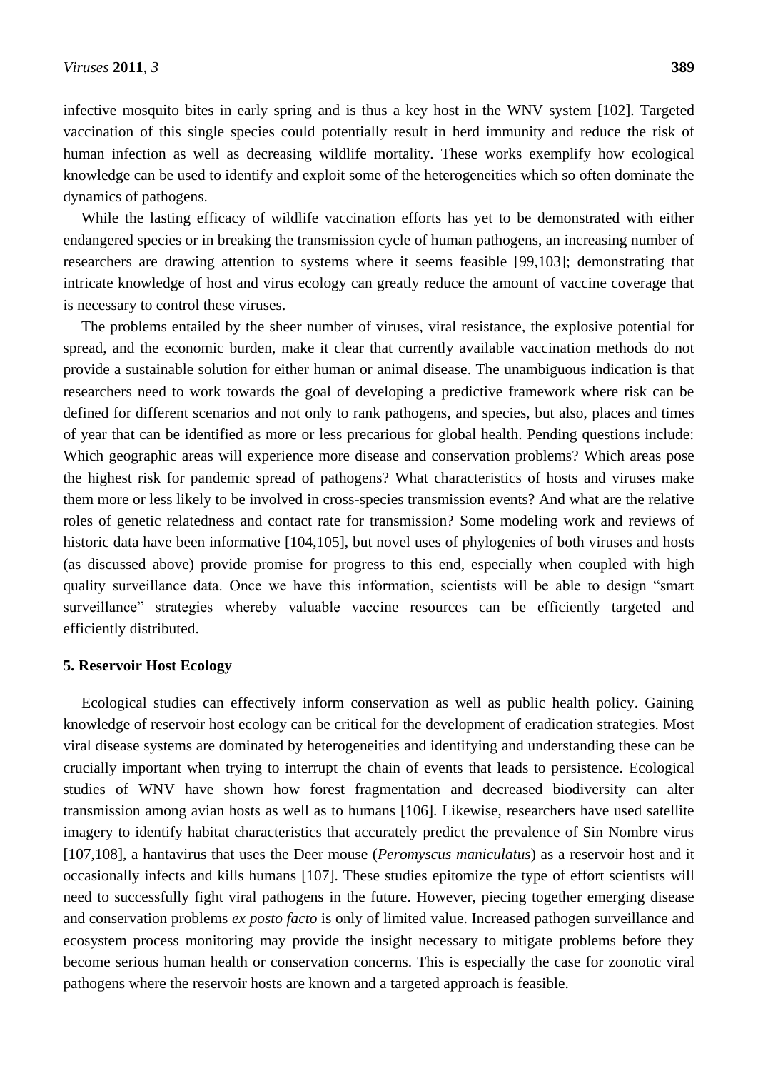infective mosquito bites in early spring and is thus a key host in the WNV system [102]. Targeted vaccination of this single species could potentially result in herd immunity and reduce the risk of human infection as well as decreasing wildlife mortality. These works exemplify how ecological knowledge can be used to identify and exploit some of the heterogeneities which so often dominate the dynamics of pathogens.

While the lasting efficacy of wildlife vaccination efforts has yet to be demonstrated with either endangered species or in breaking the transmission cycle of human pathogens, an increasing number of researchers are drawing attention to systems where it seems feasible [99,103]; demonstrating that intricate knowledge of host and virus ecology can greatly reduce the amount of vaccine coverage that is necessary to control these viruses.

The problems entailed by the sheer number of viruses, viral resistance, the explosive potential for spread, and the economic burden, make it clear that currently available vaccination methods do not provide a sustainable solution for either human or animal disease. The unambiguous indication is that researchers need to work towards the goal of developing a predictive framework where risk can be defined for different scenarios and not only to rank pathogens, and species, but also, places and times of year that can be identified as more or less precarious for global health. Pending questions include: Which geographic areas will experience more disease and conservation problems? Which areas pose the highest risk for pandemic spread of pathogens? What characteristics of hosts and viruses make them more or less likely to be involved in cross-species transmission events? And what are the relative roles of genetic relatedness and contact rate for transmission? Some modeling work and reviews of historic data have been informative [104,105], but novel uses of phylogenies of both viruses and hosts (as discussed above) provide promise for progress to this end, especially when coupled with high quality surveillance data. Once we have this information, scientists will be able to design "smart surveillance" strategies whereby valuable vaccine resources can be efficiently targeted and efficiently distributed.

## 5. Reservoir Host Ecology

Ecological studies can effectively inform conservation as well as public health policy. Gaining knowledge of reservoir host ecology can be critical for the development of eradication strategies. Most viral disease systems are dominated by heterogeneities and identifying and understanding these can be crucially important when trying to interrupt the chain of events that leads to persistence. Ecological studies of WNV have shown how forest fragmentation and decreased biodiversity can alter transmission among avian hosts as well as to humans [106]. Likewise, researchers have used satellite imagery to identify habitat characteristics that accurately predict the prevalence of Sin Nombre virus [107,108], a hantavirus that uses the Deer mouse (*Peromyscus maniculatus*) as a reservoir host and it occasionally infects and kills humans [107]. These studies epitomize the type of effort scientists will need to successfully fight viral pathogens in the future. However, piecing together emerging disease and conservation problems *ex posto facto* is only of limited value. Increased pathogen surveillance and ecosystem process monitoring may provide the insight necessary to mitigate problems before they become serious human health or conservation concerns. This is especially the case for zoonotic viral pathogens where the reservoir hosts are known and a targeted approach is feasible.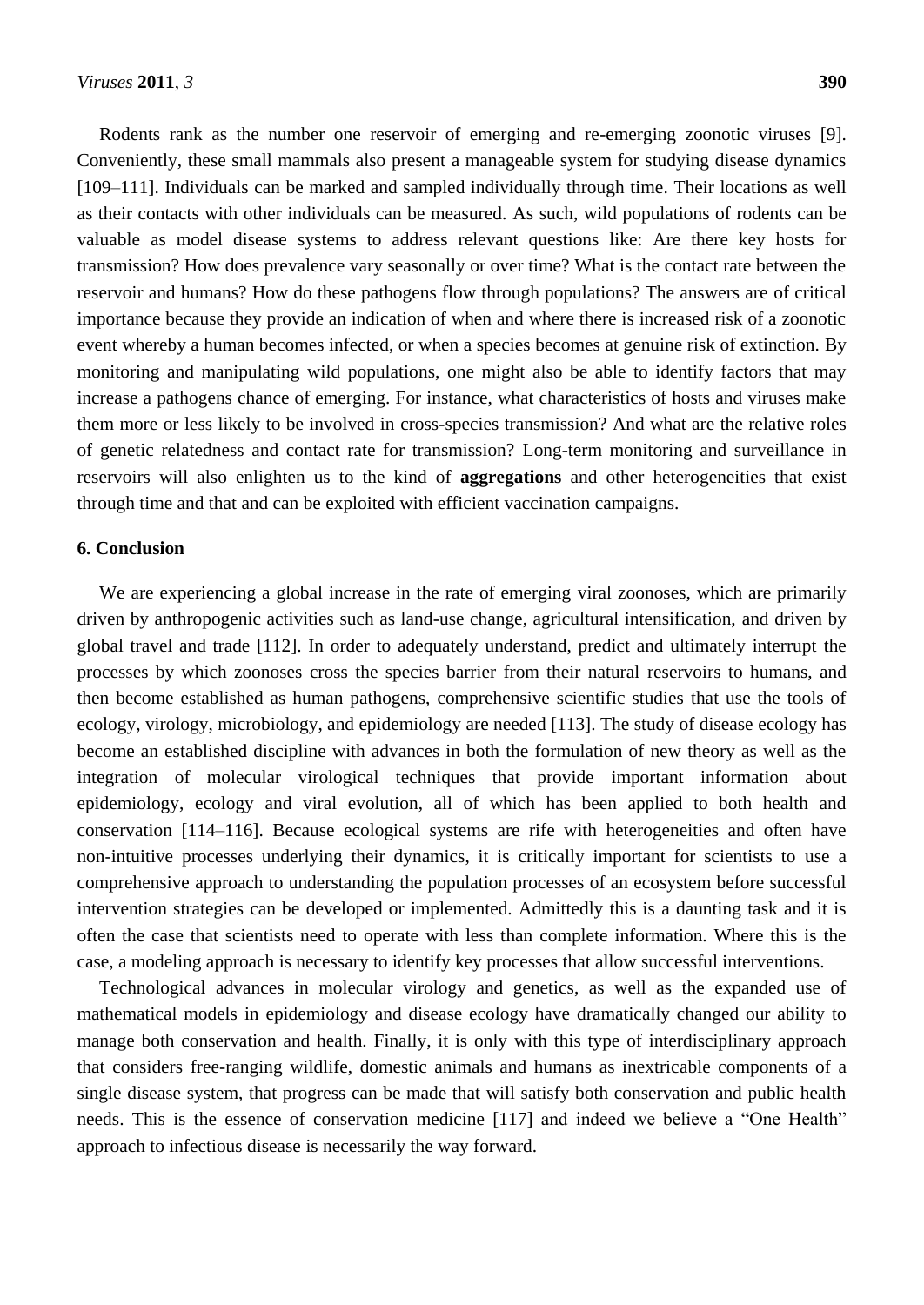Rodents rank as the number one reservoir of emerging and re-emerging zoonotic viruses [9]. Conveniently, these small mammals also present a manageable system for studying disease dynamics [109–111]. Individuals can be marked and sampled individually through time. Their locations as well as their contacts with other individuals can be measured. As such, wild populations of rodents can be valuable as model disease systems to address relevant questions like: Are there key hosts for transmission? How does prevalence vary seasonally or over time? What is the contact rate between the reservoir and humans? How do these pathogens flow through populations? The answers are of critical importance because they provide an indication of when and where there is increased risk of a zoonotic event whereby a human becomes infected, or when a species becomes at genuine risk of extinction. By monitoring and manipulating wild populations, one might also be able to identify factors that may increase a pathogens chance of emerging. For instance, what characteristics of hosts and viruses make them more or less likely to be involved in cross-species transmission? And what are the relative roles of genetic relatedness and contact rate for transmission? Long-term monitoring and surveillance in reservoirs will also enlighten us to the kind of **aggregations** and other heterogeneities that exist through time and that and can be exploited with efficient vaccination campaigns.

## 6. Conclusion

We are experiencing a global increase in the rate of emerging viral zoonoses, which are primarily driven by anthropogenic activities such as land-use change, agricultural intensification, and driven by global travel and trade [112]. In order to adequately understand, predict and ultimately interrupt the processes by which zoonoses cross the species barrier from their natural reservoirs to humans, and then become established as human pathogens, comprehensive scientific studies that use the tools of ecology, virology, microbiology, and epidemiology are needed [113]. The study of disease ecology has become an established discipline with advances in both the formulation of new theory as well as the integration of molecular virological techniques that provide important information about epidemiology, ecology and viral evolution, all of which has been applied to both health and conservation [114–116]. Because ecological systems are rife with heterogeneities and often have non-intuitive processes underlying their dynamics, it is critically important for scientists to use a comprehensive approach to understanding the population processes of an ecosystem before successful intervention strategies can be developed or implemented. Admittedly this is a daunting task and it is often the case that scientists need to operate with less than complete information. Where this is the case, a modeling approach is necessary to identify key processes that allow successful interventions.

Technological advances in molecular virology and genetics, as well as the expanded use of mathematical models in epidemiology and disease ecology have dramatically changed our ability to manage both conservation and health. Finally, it is only with this type of interdisciplinary approach that considers free-ranging wildlife, domestic animals and humans as inextricable components of a single disease system, that progress can be made that will satisfy both conservation and public health needs. This is the essence of conservation medicine [117] and indeed we believe a "One Health" approach to infectious disease is necessarily the way forward.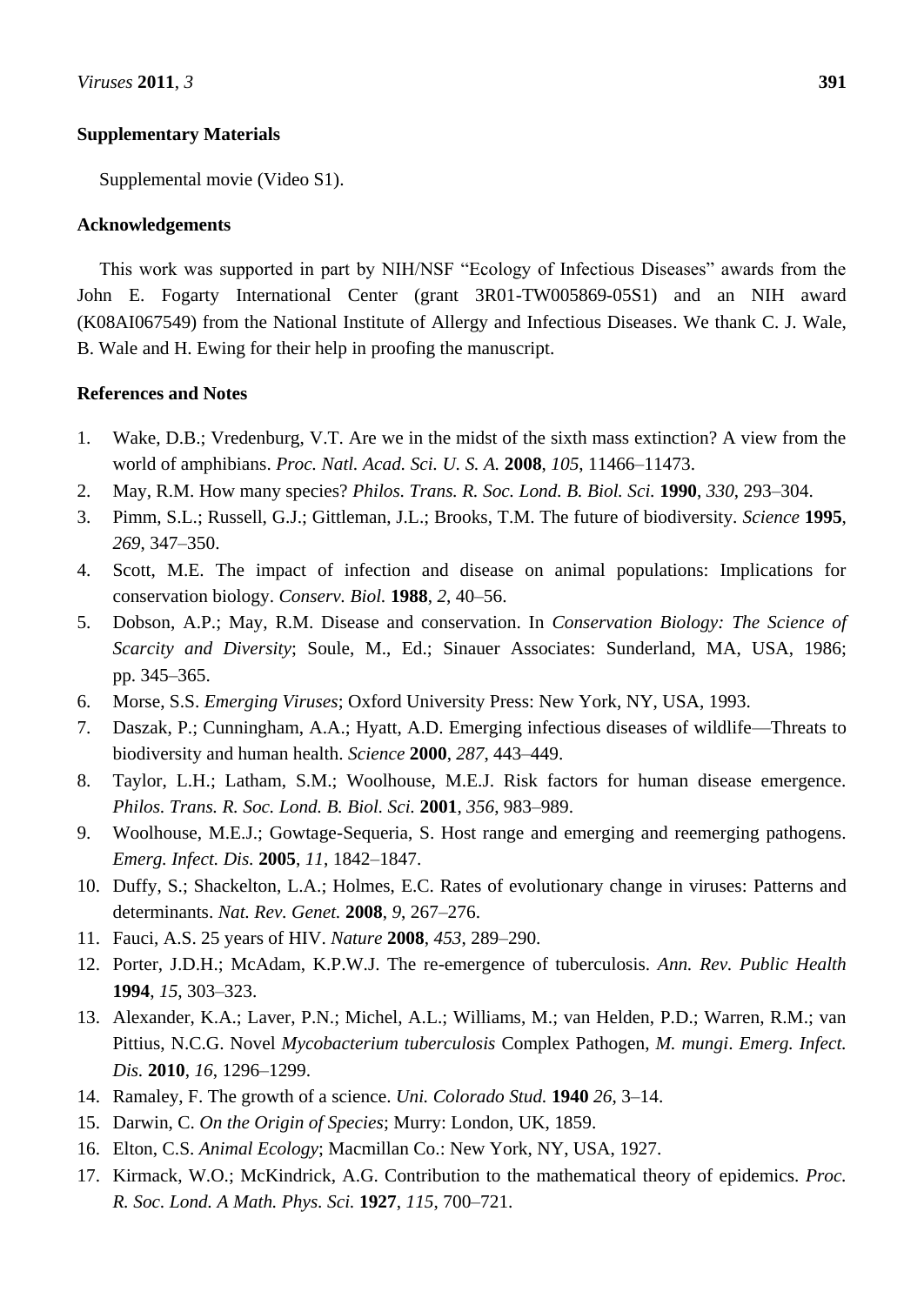## Supplementary Materials

Supplemental movie (Video S1).

## Acknowledgements

This work was supported in part by NIH/NSF "Ecology of Infectious Diseases" awards from the John E. Fogarty International Center (grant 3R01-TW005869-05S1) and an NIH award (K08AI067549) from the National Institute of Allergy and Infectious Diseases. We thank C. J. Wale, B. Wale and H. Ewing for their help in proofing the manuscript.

## References and Notes

1. Wake, D.B.; Vredenburg, V.T. Are we in the midst of the sixth mass extinction? A view from the world of amphibians. *Proc. Natl. Acad. Sci. U. S. A.* **2008**, *105*, 11466–11473.
2. May, R.M. How many species? *Philos. Trans. R. Soc. Lond. B. Biol. Sci.* **1990**, *330*, 293–304.
3. Pimm, S.L.; Russell, G.J.; Gittleman, J.L.; Brooks, T.M. The future of biodiversity. *Science* **1995**, *269*, 347–350.
4. Scott, M.E. The impact of infection and disease on animal populations: Implications for conservation biology. *Conserv. Biol.* **1988**, *2*, 40–56.
5. Dobson, A.P.; May, R.M. Disease and conservation. In *Conservation Biology: The Science of Scarcity and Diversity*; Soule, M., Ed.; Sinauer Associates: Sunderland, MA, USA, 1986; pp. 345–365.
6. Morse, S.S. *Emerging Viruses*; Oxford University Press: New York, NY, USA, 1993.
7. Daszak, P.; Cunningham, A.A.; Hyatt, A.D. Emerging infectious diseases of wildlife—Threats to biodiversity and human health. *Science* **2000**, *287*, 443–449.
8. Taylor, L.H.; Latham, S.M.; Woolhouse, M.E.J. Risk factors for human disease emergence. *Philos. Trans. R. Soc. Lond. B. Biol. Sci.* **2001**, *356*, 983–989.
9. Woolhouse, M.E.J.; Gowtage-Sequeria, S. Host range and emerging and reemerging pathogens. *Emerg. Infect. Dis.* **2005**, *11*, 1842–1847.
10. Duffy, S.; Shackelton, L.A.; Holmes, E.C. Rates of evolutionary change in viruses: Patterns and determinants. *Nat. Rev. Genet.* **2008**, *9*, 267–276.
11. Fauci, A.S. 25 years of HIV. *Nature* **2008**, *453*, 289–290.
12. Porter, J.D.H.; McAdam, K.P.W.J. The re-emergence of tuberculosis. *Ann. Rev. Public Health* **1994**, *15*, 303–323.
13. Alexander, K.A.; Laver, P.N.; Michel, A.L.; Williams, M.; van Helden, P.D.; Warren, R.M.; van Pittius, N.C.G. Novel *Mycobacterium tuberculosis* Complex Pathogen, *M. mungi*. *Emerg. Infect. Dis.* **2010**, *16*, 1296–1299.
14. Ramaley, F. The growth of a science. *Uni. Colorado Stud.* **1940** *26*, 3–14.
15. Darwin, C. *On the Origin of Species*; Murry: London, UK, 1859.
16. Elton, C.S. *Animal Ecology*; Macmillan Co.: New York, NY, USA, 1927.
17. Kirmack, W.O.; McKindrick, A.G. Contribution to the mathematical theory of epidemics. *Proc. R. Soc. Lond. A Math. Phys. Sci.* **1927**, *115*, 700–721.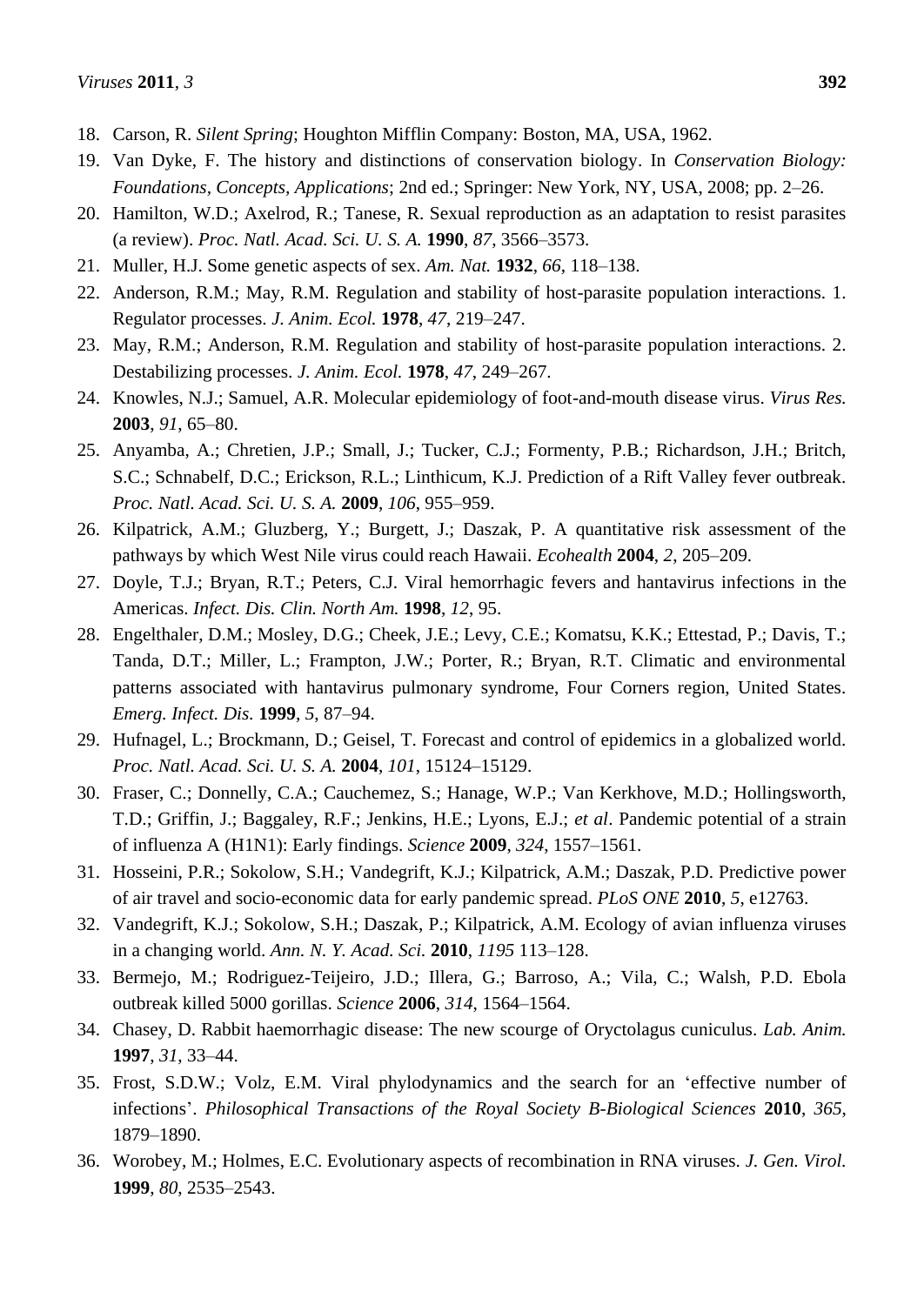18. Carson, R. *Silent Spring*; Houghton Mifflin Company: Boston, MA, USA, 1962.
19. Van Dyke, F. The history and distinctions of conservation biology. In *Conservation Biology: Foundations, Concepts, Applications*; 2nd ed.; Springer: New York, NY, USA, 2008; pp. 2–26.
20. Hamilton, W.D.; Axelrod, R.; Tanese, R. Sexual reproduction as an adaptation to resist parasites (a review). *Proc. Natl. Acad. Sci. U. S. A.* **1990**, *87*, 3566–3573.
21. Muller, H.J. Some genetic aspects of sex. *Am. Nat.* **1932**, *66*, 118–138.
22. Anderson, R.M.; May, R.M. Regulation and stability of host-parasite population interactions. 1. Regulator processes. *J. Anim. Ecol.* **1978**, *47*, 219–247.
23. May, R.M.; Anderson, R.M. Regulation and stability of host-parasite population interactions. 2. Destabilizing processes. *J. Anim. Ecol.* **1978**, *47*, 249–267.
24. Knowles, N.J.; Samuel, A.R. Molecular epidemiology of foot-and-mouth disease virus. *Virus Res.* **2003**, *91*, 65–80.
25. Anyamba, A.; Chretien, J.P.; Small, J.; Tucker, C.J.; Formenty, P.B.; Richardson, J.H.; Britch, S.C.; Schnabelf, D.C.; Erickson, R.L.; Linthicum, K.J. Prediction of a Rift Valley fever outbreak. *Proc. Natl. Acad. Sci. U. S. A.* **2009**, *106*, 955–959.
26. Kilpatrick, A.M.; Gluzberg, Y.; Burgett, J.; Daszak, P. A quantitative risk assessment of the pathways by which West Nile virus could reach Hawaii. *Ecohealth* **2004**, *2*, 205–209.
27. Doyle, T.J.; Bryan, R.T.; Peters, C.J. Viral hemorrhagic fevers and hantavirus infections in the Americas. *Infect. Dis. Clin. North Am.* **1998**, *12*, 95.
28. Engelthaler, D.M.; Mosley, D.G.; Cheek, J.E.; Levy, C.E.; Komatsu, K.K.; Ettestad, P.; Davis, T.; Tanda, D.T.; Miller, L.; Frampton, J.W.; Porter, R.; Bryan, R.T. Climatic and environmental patterns associated with hantavirus pulmonary syndrome, Four Corners region, United States. *Emerg. Infect. Dis.* **1999**, *5*, 87–94.
29. Hufnagel, L.; Brockmann, D.; Geisel, T. Forecast and control of epidemics in a globalized world. *Proc. Natl. Acad. Sci. U. S. A.* **2004**, *101*, 15124–15129.
30. Fraser, C.; Donnelly, C.A.; Cauchemez, S.; Hanage, W.P.; Van Kerkhove, M.D.; Hollingsworth, T.D.; Griffin, J.; Baggaley, R.F.; Jenkins, H.E.; Lyons, E.J.; *et al*. Pandemic potential of a strain of influenza A (H1N1): Early findings. *Science* **2009**, *324*, 1557–1561.
31. Hosseini, P.R.; Sokolow, S.H.; Vandegrift, K.J.; Kilpatrick, A.M.; Daszak, P.D. Predictive power of air travel and socio-economic data for early pandemic spread. *PLoS ONE* **2010**, *5*, e12763.
32. Vandegrift, K.J.; Sokolow, S.H.; Daszak, P.; Kilpatrick, A.M. Ecology of avian influenza viruses in a changing world. *Ann. N. Y. Acad. Sci.* **2010**, *1195* 113–128.
33. Bermejo, M.; Rodriguez-Teijeiro, J.D.; Illera, G.; Barroso, A.; Vila, C.; Walsh, P.D. Ebola outbreak killed 5000 gorillas. *Science* **2006**, *314*, 1564–1564.
34. Chasey, D. Rabbit haemorrhagic disease: The new scourge of Oryctolagus cuniculus. *Lab. Anim.* **1997**, *31*, 33–44.
35. Frost, S.D.W.; Volz, E.M. Viral phylodynamics and the search for an 'effective number of infections'. *Philosophical Transactions of the Royal Society B-Biological Sciences* **2010**, *365*, 1879–1890.
36. Worobey, M.; Holmes, E.C. Evolutionary aspects of recombination in RNA viruses. *J. Gen. Virol.* **1999**, *80*, 2535–2543.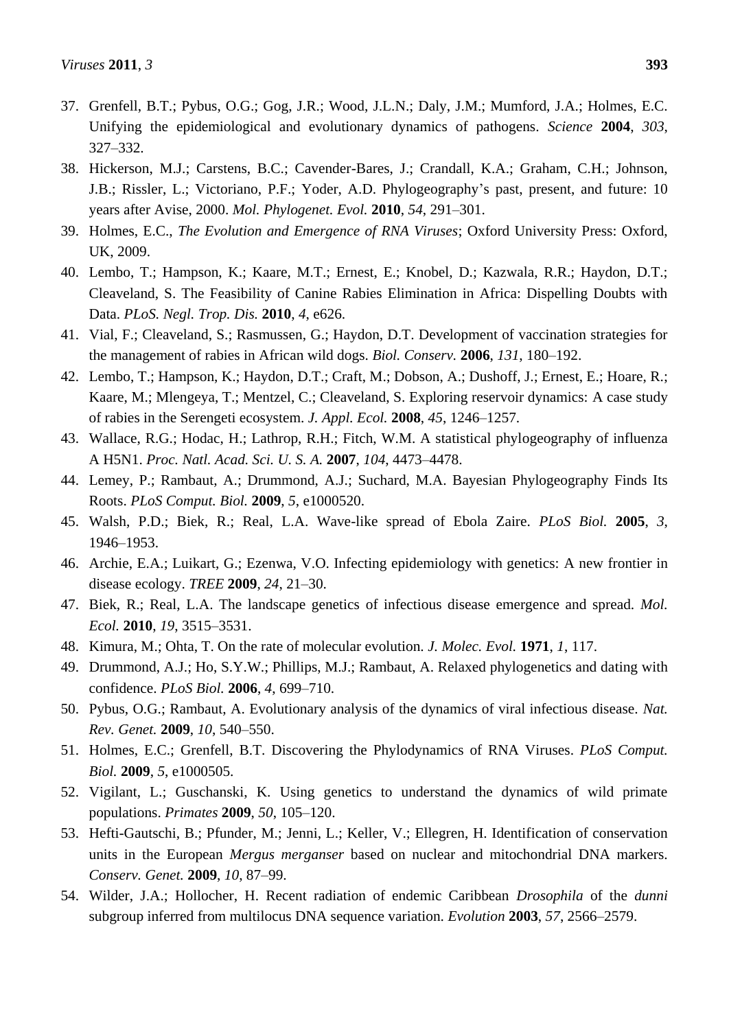37. Grenfell, B.T.; Pybus, O.G.; Gog, J.R.; Wood, J.L.N.; Daly, J.M.; Mumford, J.A.; Holmes, E.C. Unifying the epidemiological and evolutionary dynamics of pathogens. *Science* **2004**, *303*, 327–332.
38. Hickerson, M.J.; Carstens, B.C.; Cavender-Bares, J.; Crandall, K.A.; Graham, C.H.; Johnson, J.B.; Rissler, L.; Victoriano, P.F.; Yoder, A.D. Phylogeography's past, present, and future: 10 years after Avise, 2000. *Mol. Phylogenet. Evol.* **2010**, *54*, 291–301.
39. Holmes, E.C., *The Evolution and Emergence of RNA Viruses*; Oxford University Press: Oxford, UK, 2009.
40. Lembo, T.; Hampson, K.; Kaare, M.T.; Ernest, E.; Knobel, D.; Kazwala, R.R.; Haydon, D.T.; Cleaveland, S. The Feasibility of Canine Rabies Elimination in Africa: Dispelling Doubts with Data. *PLoS. Negl. Trop. Dis.* **2010**, *4*, e626.
41. Vial, F.; Cleaveland, S.; Rasmussen, G.; Haydon, D.T. Development of vaccination strategies for the management of rabies in African wild dogs. *Biol. Conserv.* **2006**, *131*, 180–192.
42. Lembo, T.; Hampson, K.; Haydon, D.T.; Craft, M.; Dobson, A.; Dushoff, J.; Ernest, E.; Hoare, R.; Kaare, M.; Mlengeya, T.; Mentzel, C.; Cleaveland, S. Exploring reservoir dynamics: A case study of rabies in the Serengeti ecosystem. *J. Appl. Ecol.* **2008**, *45*, 1246–1257.
43. Wallace, R.G.; Hodac, H.; Lathrop, R.H.; Fitch, W.M. A statistical phylogeography of influenza A H5N1. *Proc. Natl. Acad. Sci. U. S. A.* **2007**, *104*, 4473–4478.
44. Lemey, P.; Rambaut, A.; Drummond, A.J.; Suchard, M.A. Bayesian Phylogeography Finds Its Roots. *PLoS Comput. Biol.* **2009**, *5*, e1000520.
45. Walsh, P.D.; Biek, R.; Real, L.A. Wave-like spread of Ebola Zaire. *PLoS Biol.* **2005**, *3*, 1946–1953.
46. Archie, E.A.; Luikart, G.; Ezenwa, V.O. Infecting epidemiology with genetics: A new frontier in disease ecology. *TREE* **2009**, *24*, 21–30.
47. Biek, R.; Real, L.A. The landscape genetics of infectious disease emergence and spread. *Mol. Ecol.* **2010**, *19*, 3515–3531.
48. Kimura, M.; Ohta, T. On the rate of molecular evolution. *J. Molec. Evol.* **1971**, *1*, 117.
49. Drummond, A.J.; Ho, S.Y.W.; Phillips, M.J.; Rambaut, A. Relaxed phylogenetics and dating with confidence. *PLoS Biol.* **2006**, *4*, 699–710.
50. Pybus, O.G.; Rambaut, A. Evolutionary analysis of the dynamics of viral infectious disease. *Nat. Rev. Genet.* **2009**, *10*, 540–550.
51. Holmes, E.C.; Grenfell, B.T. Discovering the Phylodynamics of RNA Viruses. *PLoS Comput. Biol.* **2009**, *5*, e1000505.
52. Vigilant, L.; Guschanski, K. Using genetics to understand the dynamics of wild primate populations. *Primates* **2009**, *50*, 105–120.
53. Hefti-Gautschi, B.; Pfunder, M.; Jenni, L.; Keller, V.; Ellegren, H. Identification of conservation units in the European *Mergus merganser* based on nuclear and mitochondrial DNA markers. *Conserv. Genet.* **2009**, *10*, 87–99.
54. Wilder, J.A.; Hollocher, H. Recent radiation of endemic Caribbean *Drosophila* of the *dunni* subgroup inferred from multilocus DNA sequence variation. *Evolution* **2003**, *57*, 2566–2579.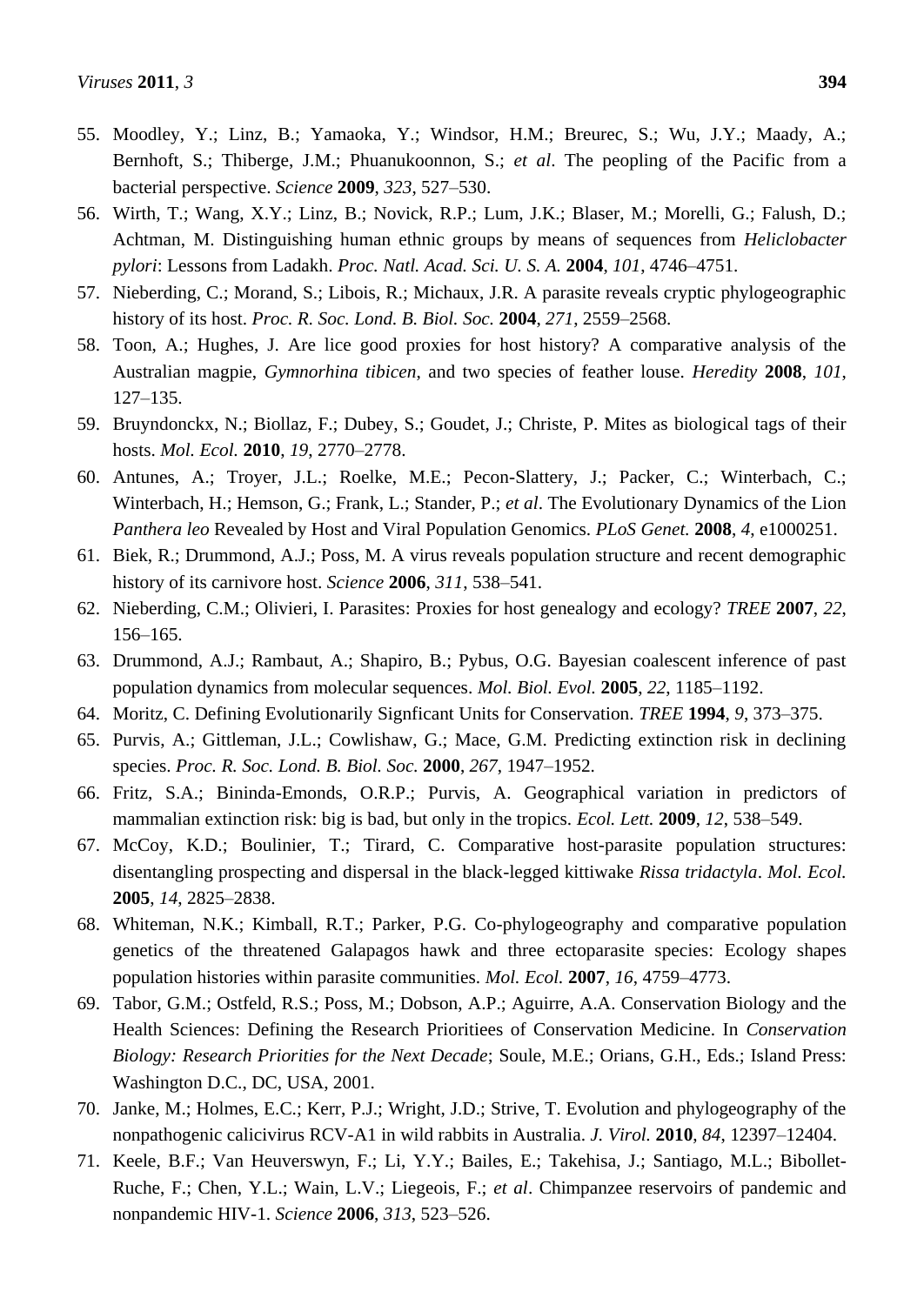55. Moodley, Y.; Linz, B.; Yamaoka, Y.; Windsor, H.M.; Breurec, S.; Wu, J.Y.; Maady, A.; Bernhoft, S.; Thiberge, J.M.; Phuanukoonnon, S.; *et al*. The peopling of the Pacific from a bacterial perspective. *Science* **2009**, *323*, 527–530.
56. Wirth, T.; Wang, X.Y.; Linz, B.; Novick, R.P.; Lum, J.K.; Blaser, M.; Morelli, G.; Falush, D.; Achtman, M. Distinguishing human ethnic groups by means of sequences from *Heliclobacter pylori*: Lessons from Ladakh. *Proc. Natl. Acad. Sci. U. S. A.* **2004**, *101*, 4746–4751.
57. Nieberding, C.; Morand, S.; Libois, R.; Michaux, J.R. A parasite reveals cryptic phylogeographic history of its host. *Proc. R. Soc. Lond. B. Biol. Soc.* **2004**, *271*, 2559–2568.
58. Toon, A.; Hughes, J. Are lice good proxies for host history? A comparative analysis of the Australian magpie, *Gymnorhina tibicen*, and two species of feather louse. *Heredity* **2008**, *101*, 127–135.
59. Bruyndonckx, N.; Biollaz, F.; Dubey, S.; Goudet, J.; Christe, P. Mites as biological tags of their hosts. *Mol. Ecol.* **2010**, *19*, 2770–2778.
60. Antunes, A.; Troyer, J.L.; Roelke, M.E.; Pecon-Slattery, J.; Packer, C.; Winterbach, C.; Winterbach, H.; Hemson, G.; Frank, L.; Stander, P.; *et al*. The Evolutionary Dynamics of the Lion *Panthera leo* Revealed by Host and Viral Population Genomics. *PLoS Genet.* **2008**, *4*, e1000251.
61. Biek, R.; Drummond, A.J.; Poss, M. A virus reveals population structure and recent demographic history of its carnivore host. *Science* **2006**, *311*, 538–541.
62. Nieberding, C.M.; Olivieri, I. Parasites: Proxies for host genealogy and ecology? *TREE* **2007**, *22*, 156–165.
63. Drummond, A.J.; Rambaut, A.; Shapiro, B.; Pybus, O.G. Bayesian coalescent inference of past population dynamics from molecular sequences. *Mol. Biol. Evol.* **2005**, *22*, 1185–1192.
64. Moritz, C. Defining Evolutionarily Signficant Units for Conservation. *TREE* **1994**, *9*, 373–375.
65. Purvis, A.; Gittleman, J.L.; Cowlishaw, G.; Mace, G.M. Predicting extinction risk in declining species. *Proc. R. Soc. Lond. B. Biol. Soc.* **2000**, *267*, 1947–1952.
66. Fritz, S.A.; Bininda-Emonds, O.R.P.; Purvis, A. Geographical variation in predictors of mammalian extinction risk: big is bad, but only in the tropics. *Ecol. Lett.* **2009**, *12*, 538–549.
67. McCoy, K.D.; Boulinier, T.; Tirard, C. Comparative host-parasite population structures: disentangling prospecting and dispersal in the black-legged kittiwake *Rissa tridactyla*. *Mol. Ecol.* **2005**, *14*, 2825–2838.
68. Whiteman, N.K.; Kimball, R.T.; Parker, P.G. Co-phylogeography and comparative population genetics of the threatened Galapagos hawk and three ectoparasite species: Ecology shapes population histories within parasite communities. *Mol. Ecol.* **2007**, *16*, 4759–4773.
69. Tabor, G.M.; Ostfeld, R.S.; Poss, M.; Dobson, A.P.; Aguirre, A.A. Conservation Biology and the Health Sciences: Defining the Research Prioritiees of Conservation Medicine. In *Conservation Biology: Research Priorities for the Next Decade*; Soule, M.E.; Orians, G.H., Eds.; Island Press: Washington D.C., DC, USA, 2001.
70. Janke, M.; Holmes, E.C.; Kerr, P.J.; Wright, J.D.; Strive, T. Evolution and phylogeography of the nonpathogenic calicivirus RCV-A1 in wild rabbits in Australia. *J. Virol.* **2010**, *84*, 12397–12404.
71. Keele, B.F.; Van Heuverswyn, F.; Li, Y.Y.; Bailes, E.; Takehisa, J.; Santiago, M.L.; Bibollet-Ruche, F.; Chen, Y.L.; Wain, L.V.; Liegeois, F.; *et al*. Chimpanzee reservoirs of pandemic and nonpandemic HIV-1. *Science* **2006**, *313*, 523–526.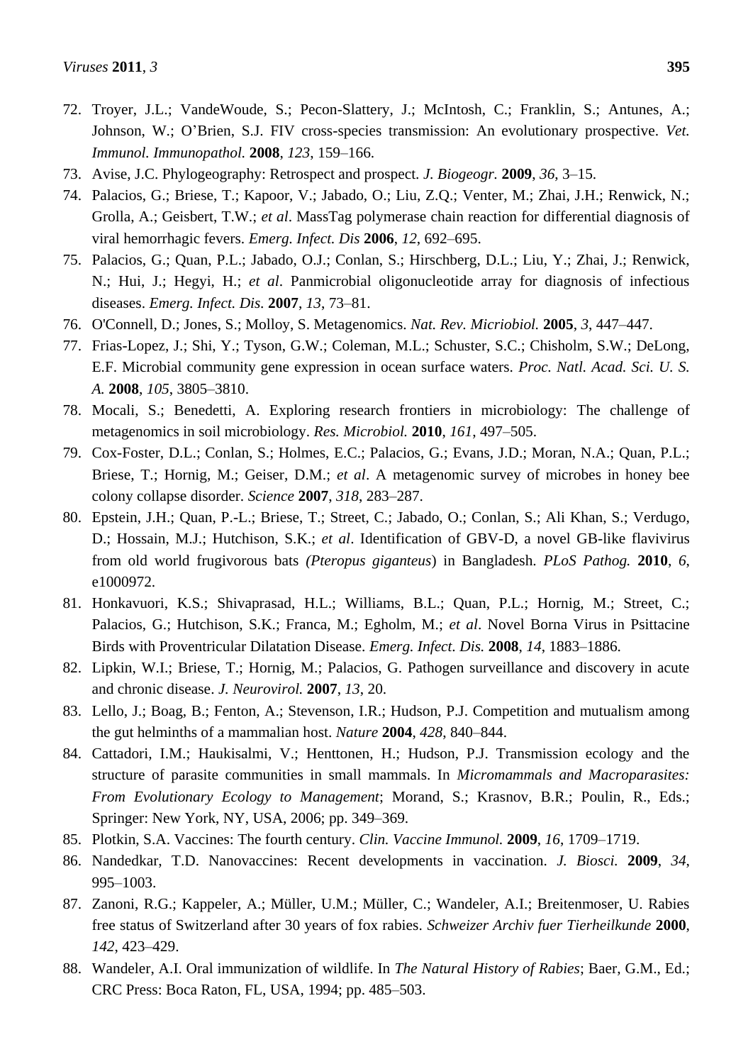72. Troyer, J.L.; VandeWoude, S.; Pecon-Slattery, J.; McIntosh, C.; Franklin, S.; Antunes, A.; Johnson, W.; O'Brien, S.J. FIV cross-species transmission: An evolutionary prospective. *Vet. Immunol. Immunopathol.* **2008**, *123*, 159–166.
73. Avise, J.C. Phylogeography: Retrospect and prospect. *J. Biogeogr.* **2009**, *36*, 3–15.
74. Palacios, G.; Briese, T.; Kapoor, V.; Jabado, O.; Liu, Z.Q.; Venter, M.; Zhai, J.H.; Renwick, N.; Grolla, A.; Geisbert, T.W.; *et al*. MassTag polymerase chain reaction for differential diagnosis of viral hemorrhagic fevers. *Emerg. Infect. Dis* **2006**, *12*, 692–695.
75. Palacios, G.; Quan, P.L.; Jabado, O.J.; Conlan, S.; Hirschberg, D.L.; Liu, Y.; Zhai, J.; Renwick, N.; Hui, J.; Hegyi, H.; *et al*. Panmicrobial oligonucleotide array for diagnosis of infectious diseases. *Emerg. Infect. Dis.* **2007**, *13*, 73–81.
76. O'Connell, D.; Jones, S.; Molloy, S. Metagenomics. *Nat. Rev. Micriobiol.* **2005**, *3*, 447–447.
77. Frias-Lopez, J.; Shi, Y.; Tyson, G.W.; Coleman, M.L.; Schuster, S.C.; Chisholm, S.W.; DeLong, E.F. Microbial community gene expression in ocean surface waters. *Proc. Natl. Acad. Sci. U. S. A.* **2008**, *105*, 3805–3810.
78. Mocali, S.; Benedetti, A. Exploring research frontiers in microbiology: The challenge of metagenomics in soil microbiology. *Res. Microbiol.* **2010**, *161*, 497–505.
79. Cox-Foster, D.L.; Conlan, S.; Holmes, E.C.; Palacios, G.; Evans, J.D.; Moran, N.A.; Quan, P.L.; Briese, T.; Hornig, M.; Geiser, D.M.; *et al*. A metagenomic survey of microbes in honey bee colony collapse disorder. *Science* **2007**, *318*, 283–287.
80. Epstein, J.H.; Quan, P.-L.; Briese, T.; Street, C.; Jabado, O.; Conlan, S.; Ali Khan, S.; Verdugo, D.; Hossain, M.J.; Hutchison, S.K.; *et al*. Identification of GBV-D, a novel GB-like flavivirus from old world frugivorous bats *(Pteropus giganteus*) in Bangladesh. *PLoS Pathog.* **2010**, *6*, e1000972.
81. Honkavuori, K.S.; Shivaprasad, H.L.; Williams, B.L.; Quan, P.L.; Hornig, M.; Street, C.; Palacios, G.; Hutchison, S.K.; Franca, M.; Egholm, M.; *et al*. Novel Borna Virus in Psittacine Birds with Proventricular Dilatation Disease. *Emerg. Infect. Dis.* **2008**, *14*, 1883–1886.
82. Lipkin, W.I.; Briese, T.; Hornig, M.; Palacios, G. Pathogen surveillance and discovery in acute and chronic disease. *J. Neurovirol.* **2007**, *13*, 20.
83. Lello, J.; Boag, B.; Fenton, A.; Stevenson, I.R.; Hudson, P.J. Competition and mutualism among the gut helminths of a mammalian host. *Nature* **2004**, *428*, 840–844.
84. Cattadori, I.M.; Haukisalmi, V.; Henttonen, H.; Hudson, P.J. Transmission ecology and the structure of parasite communities in small mammals. In *Micromammals and Macroparasites: From Evolutionary Ecology to Management*; Morand, S.; Krasnov, B.R.; Poulin, R., Eds.; Springer: New York, NY, USA, 2006; pp. 349–369.
85. Plotkin, S.A. Vaccines: The fourth century. *Clin. Vaccine Immunol.* **2009**, *16*, 1709–1719.
86. Nandedkar, T.D. Nanovaccines: Recent developments in vaccination. *J. Biosci.* **2009**, *34*, 995–1003.
87. Zanoni, R.G.; Kappeler, A.; Müller, U.M.; Müller, C.; Wandeler, A.I.; Breitenmoser, U. Rabies free status of Switzerland after 30 years of fox rabies. *Schweizer Archiv fuer Tierheilkunde* **2000**, *142*, 423–429.
88. Wandeler, A.I. Oral immunization of wildlife. In *The Natural History of Rabies*; Baer, G.M., Ed.; CRC Press: Boca Raton, FL, USA, 1994; pp. 485–503.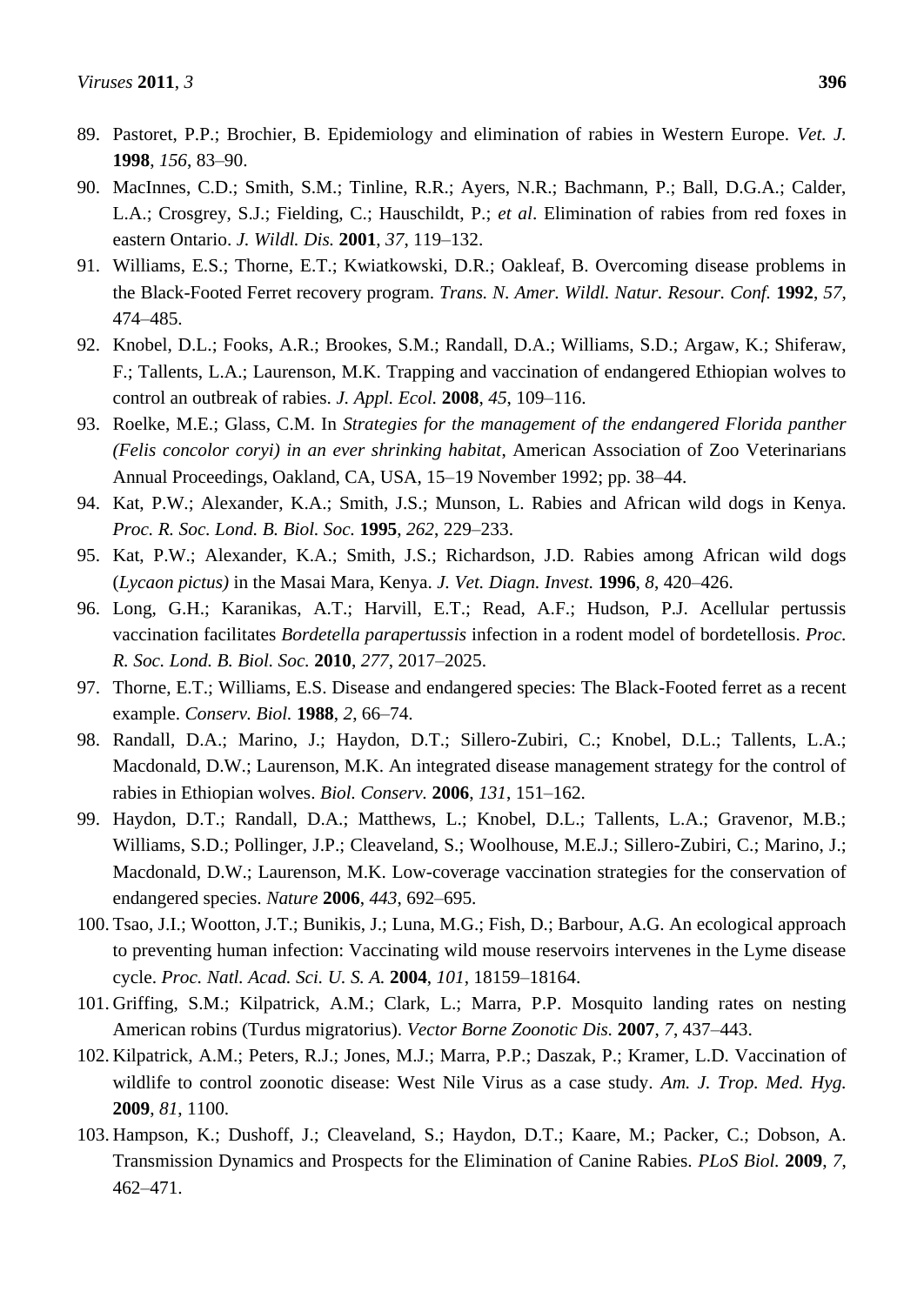89. Pastoret, P.P.; Brochier, B. Epidemiology and elimination of rabies in Western Europe. *Vet. J.* **1998**, *156*, 83–90.
90. MacInnes, C.D.; Smith, S.M.; Tinline, R.R.; Ayers, N.R.; Bachmann, P.; Ball, D.G.A.; Calder, L.A.; Crosgrey, S.J.; Fielding, C.; Hauschildt, P.; *et al*. Elimination of rabies from red foxes in eastern Ontario. *J. Wildl. Dis.* **2001**, *37*, 119–132.
91. Williams, E.S.; Thorne, E.T.; Kwiatkowski, D.R.; Oakleaf, B. Overcoming disease problems in the Black-Footed Ferret recovery program. *Trans. N. Amer. Wildl. Natur. Resour. Conf.* **1992**, *57*, 474–485.
92. Knobel, D.L.; Fooks, A.R.; Brookes, S.M.; Randall, D.A.; Williams, S.D.; Argaw, K.; Shiferaw, F.; Tallents, L.A.; Laurenson, M.K. Trapping and vaccination of endangered Ethiopian wolves to control an outbreak of rabies. *J. Appl. Ecol.* **2008**, *45*, 109–116.
93. Roelke, M.E.; Glass, C.M. In *Strategies for the management of the endangered Florida panther (Felis concolor coryi) in an ever shrinking habitat*, American Association of Zoo Veterinarians Annual Proceedings, Oakland, CA, USA, 15–19 November 1992; pp. 38–44.
94. Kat, P.W.; Alexander, K.A.; Smith, J.S.; Munson, L. Rabies and African wild dogs in Kenya. *Proc. R. Soc. Lond. B. Biol. Soc.* **1995**, *262*, 229–233.
95. Kat, P.W.; Alexander, K.A.; Smith, J.S.; Richardson, J.D. Rabies among African wild dogs (*Lycaon pictus)* in the Masai Mara, Kenya. *J. Vet. Diagn. Invest.* **1996**, *8*, 420–426.
96. Long, G.H.; Karanikas, A.T.; Harvill, E.T.; Read, A.F.; Hudson, P.J. Acellular pertussis vaccination facilitates *Bordetella parapertussis* infection in a rodent model of bordetellosis. *Proc. R. Soc. Lond. B. Biol. Soc.* **2010**, *277*, 2017–2025.
97. Thorne, E.T.; Williams, E.S. Disease and endangered species: The Black-Footed ferret as a recent example. *Conserv. Biol.* **1988**, *2*, 66–74.
98. Randall, D.A.; Marino, J.; Haydon, D.T.; Sillero-Zubiri, C.; Knobel, D.L.; Tallents, L.A.; Macdonald, D.W.; Laurenson, M.K. An integrated disease management strategy for the control of rabies in Ethiopian wolves. *Biol. Conserv.* **2006**, *131*, 151–162.
99. Haydon, D.T.; Randall, D.A.; Matthews, L.; Knobel, D.L.; Tallents, L.A.; Gravenor, M.B.; Williams, S.D.; Pollinger, J.P.; Cleaveland, S.; Woolhouse, M.E.J.; Sillero-Zubiri, C.; Marino, J.; Macdonald, D.W.; Laurenson, M.K. Low-coverage vaccination strategies for the conservation of endangered species. *Nature* **2006**, *443*, 692–695.
100. Tsao, J.I.; Wootton, J.T.; Bunikis, J.; Luna, M.G.; Fish, D.; Barbour, A.G. An ecological approach to preventing human infection: Vaccinating wild mouse reservoirs intervenes in the Lyme disease cycle. *Proc. Natl. Acad. Sci. U. S. A.* **2004**, *101*, 18159–18164.
101. Griffing, S.M.; Kilpatrick, A.M.; Clark, L.; Marra, P.P. Mosquito landing rates on nesting American robins (Turdus migratorius). *Vector Borne Zoonotic Dis.* **2007**, *7*, 437–443.
102. Kilpatrick, A.M.; Peters, R.J.; Jones, M.J.; Marra, P.P.; Daszak, P.; Kramer, L.D. Vaccination of wildlife to control zoonotic disease: West Nile Virus as a case study. *Am. J. Trop. Med. Hyg.* **2009**, *81*, 1100.
103. Hampson, K.; Dushoff, J.; Cleaveland, S.; Haydon, D.T.; Kaare, M.; Packer, C.; Dobson, A. Transmission Dynamics and Prospects for the Elimination of Canine Rabies. *PLoS Biol.* **2009**, *7*, 462–471.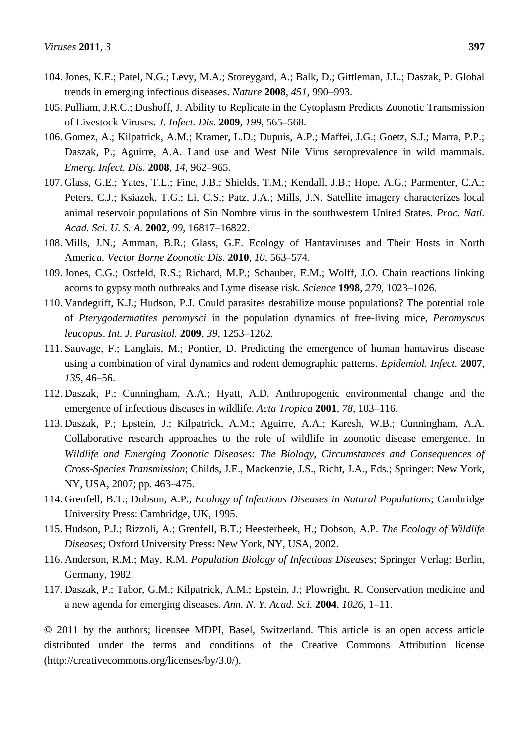104. Jones, K.E.; Patel, N.G.; Levy, M.A.; Storeygard, A.; Balk, D.; Gittleman, J.L.; Daszak, P. Global trends in emerging infectious diseases. *Nature* **2008**, *451*, 990–993.
105. Pulliam, J.R.C.; Dushoff, J. Ability to Replicate in the Cytoplasm Predicts Zoonotic Transmission of Livestock Viruses. *J. Infect. Dis.* **2009**, *199*, 565–568.
106. Gomez, A.; Kilpatrick, A.M.; Kramer, L.D.; Dupuis, A.P.; Maffei, J.G.; Goetz, S.J.; Marra, P.P.; Daszak, P.; Aguirre, A.A. Land use and West Nile Virus seroprevalence in wild mammals. *Emerg. Infect. Dis.* **2008**, *14*, 962–965.
107. Glass, G.E.; Yates, T.L.; Fine, J.B.; Shields, T.M.; Kendall, J.B.; Hope, A.G.; Parmenter, C.A.; Peters, C.J.; Ksiazek, T.G.; Li, C.S.; Patz, J.A.; Mills, J.N. Satellite imagery characterizes local animal reservoir populations of Sin Nombre virus in the southwestern United States. *Proc. Natl. Acad. Sci. U. S. A.* **2002**, *99*, 16817–16822.
108. Mills, J.N.; Amman, B.R.; Glass, G.E. Ecology of Hantaviruses and Their Hosts in North America. *Vector Borne Zoonotic Dis.* **2010**, *10*, 563–574.
109. Jones, C.G.; Ostfeld, R.S.; Richard, M.P.; Schauber, E.M.; Wolff, J.O. Chain reactions linking acorns to gypsy moth outbreaks and Lyme disease risk. *Science* **1998**, *279*, 1023–1026.
110. Vandegrift, K.J.; Hudson, P.J. Could parasites destabilize mouse populations? The potential role of *Pterygodermatites peromysci* in the population dynamics of free-living mice, *Peromyscus leucopus*. *Int. J. Parasitol.* **2009**, *39*, 1253–1262.
111. Sauvage, F.; Langlais, M.; Pontier, D. Predicting the emergence of human hantavirus disease using a combination of viral dynamics and rodent demographic patterns. *Epidemiol. Infect.* **2007**, *135*, 46–56.
112. Daszak, P.; Cunningham, A.A.; Hyatt, A.D. Anthropogenic environmental change and the emergence of infectious diseases in wildlife. *Acta Tropica* **2001**, *78*, 103–116.
113. Daszak, P.; Epstein, J.; Kilpatrick, A.M.; Aguirre, A.A.; Karesh, W.B.; Cunningham, A.A. Collaborative research approaches to the role of wildlife in zoonotic disease emergence. In *Wildlife and Emerging Zoonotic Diseases: The Biology, Circumstances and Consequences of Cross-Species Transmission*; Childs, J.E., Mackenzie, J.S., Richt, J.A., Eds.; Springer: New York, NY, USA, 2007; pp. 463–475.
114. Grenfell, B.T.; Dobson, A.P., *Ecology of Infectious Diseases in Natural Populations*; Cambridge University Press: Cambridge, UK, 1995.
115. Hudson, P.J.; Rizzoli, A.; Grenfell, B.T.; Heesterbeek, H.; Dobson, A.P. *The Ecology of Wildlife Diseases*; Oxford University Press: New York, NY, USA, 2002.
116. Anderson, R.M.; May, R.M. *Population Biology of Infectious Diseases*; Springer Verlag: Berlin, Germany, 1982.
117. Daszak, P.; Tabor, G.M.; Kilpatrick, A.M.; Epstein, J.; Plowright, R. Conservation medicine and a new agenda for emerging diseases. *Ann. N. Y. Acad. Sci.* **2004**, *1026*, 1–11.

© 2011 by the authors; licensee MDPI, Basel, Switzerland. This article is an open access article distributed under the terms and conditions of the Creative Commons Attribution license (http://creativecommons.org/licenses/by/3.0/).